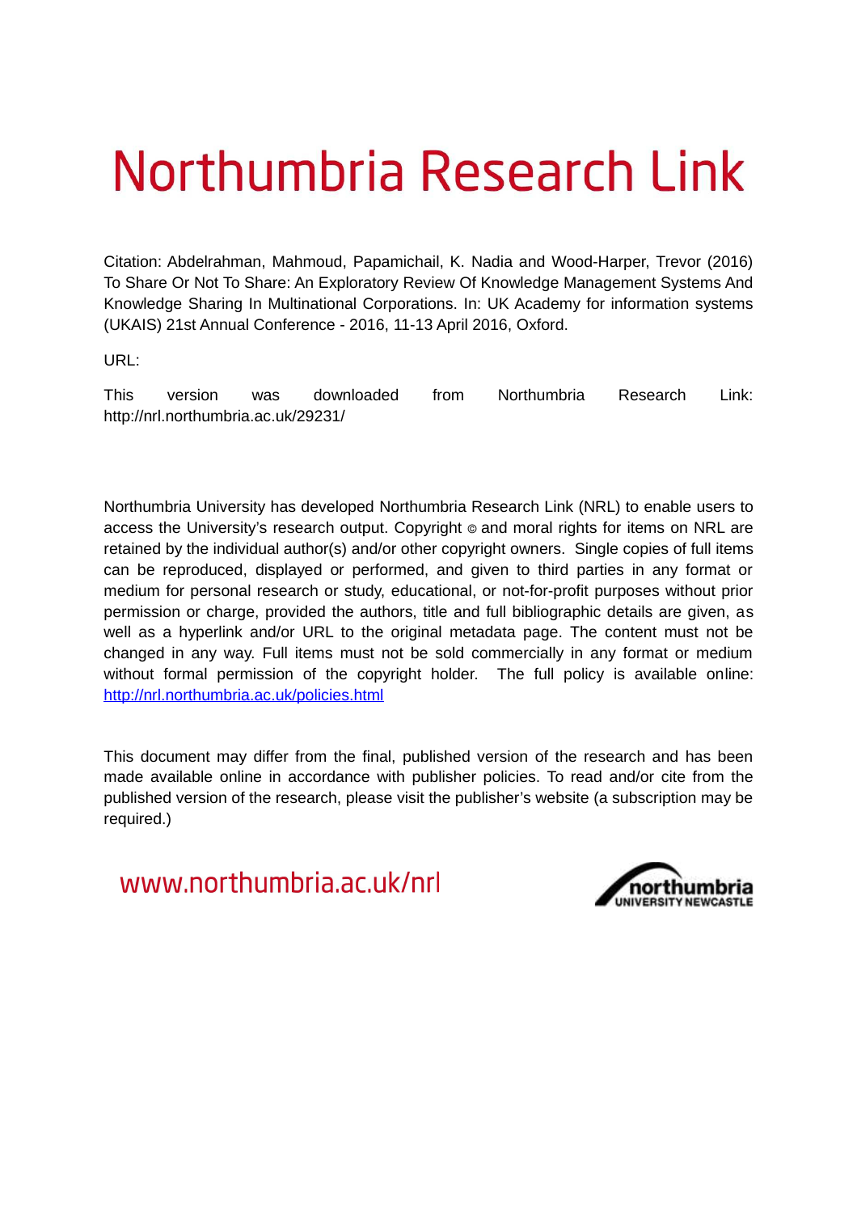# Northumbria Research Link

Citation: Abdelrahman, Mahmoud, Papamichail, K. Nadia and Wood-Harper, Trevor (2016) To Share Or Not To Share: An Exploratory Review Of Knowledge Management Systems And Knowledge Sharing In Multinational Corporations. In: UK Academy for information systems (UKAIS) 21st Annual Conference - 2016, 11-13 April 2016, Oxford.

URL:

This version was downloaded from Northumbria Research Link: http://nrl.northumbria.ac.uk/29231/

Northumbria University has developed Northumbria Research Link (NRL) to enable users to access the University's research output. Copyright © and moral rights for items on NRL are retained by the individual author(s) and/or other copyright owners. Single copies of full items can be reproduced, displayed or performed, and given to third parties in any format or medium for personal research or study, educational, or not-for-profit purposes without prior permission or charge, provided the authors, title and full bibliographic details are given, as well as a hyperlink and/or URL to the original metadata page. The content must not be changed in any way. Full items must not be sold commercially in any format or medium without formal permission of the copyright holder. The full policy is available online: http://nrl.northumbria.ac.uk/policies.html

This document may differ from the final, published version of the research and has been made available online in accordance with publisher policies. To read and/or cite from the published version of the research, please visit the publisher's website (a subscription may be required.)

www.northumbria.ac.uk/nrl

northumbria UNIVERSITY NEWCASTLE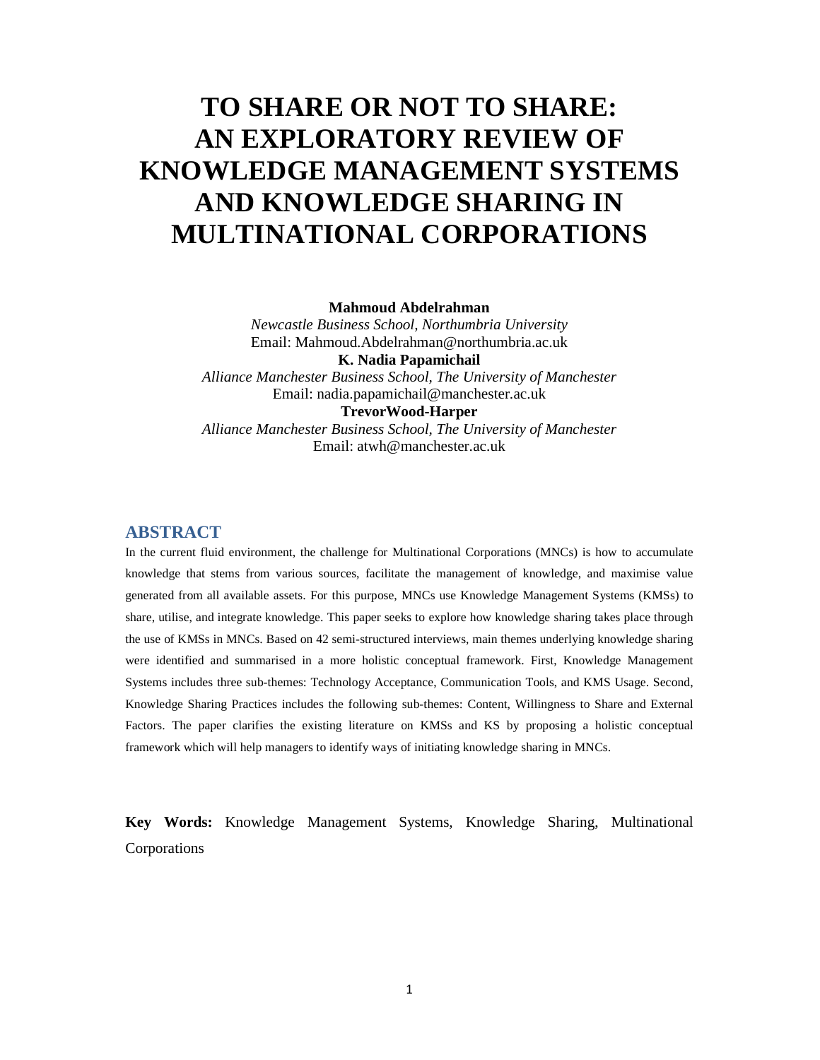# TO SHARE OR NOT TO SHARE: AN EXPLORATORY REVIEW OF KNOWLEDGE MANAGEMENT SYSTEMS AND KNOWLEDGE SHARING IN MULTINATIONAL CORPORATIONS

**Mahmoud Abdelrahman**
*Newcastle Business School, Northumbria University*
Email: Mahmoud.Abdelrahman@northumbria.ac.uk

**K. Nadia Papamichail**
*Alliance Manchester Business School, The University of Manchester*
Email: nadia.papamichail@manchester.ac.uk

**TrevorWood-Harper**
*Alliance Manchester Business School, The University of Manchester*
Email: atwh@manchester.ac.uk

## ABSTRACT

In the current fluid environment, the challenge for Multinational Corporations (MNCs) is how to accumulate knowledge that stems from various sources, facilitate the management of knowledge, and maximise value generated from all available assets. For this purpose, MNCs use Knowledge Management Systems (KMSs) to share, utilise, and integrate knowledge. This paper seeks to explore how knowledge sharing takes place through the use of KMSs in MNCs. Based on 42 semi-structured interviews, main themes underlying knowledge sharing were identified and summarised in a more holistic conceptual framework. First, Knowledge Management Systems includes three sub-themes: Technology Acceptance, Communication Tools, and KMS Usage. Second, Knowledge Sharing Practices includes the following sub-themes: Content, Willingness to Share and External Factors. The paper clarifies the existing literature on KMSs and KS by proposing a holistic conceptual framework which will help managers to identify ways of initiating knowledge sharing in MNCs.

**Key Words:** Knowledge Management Systems, Knowledge Sharing, Multinational Corporations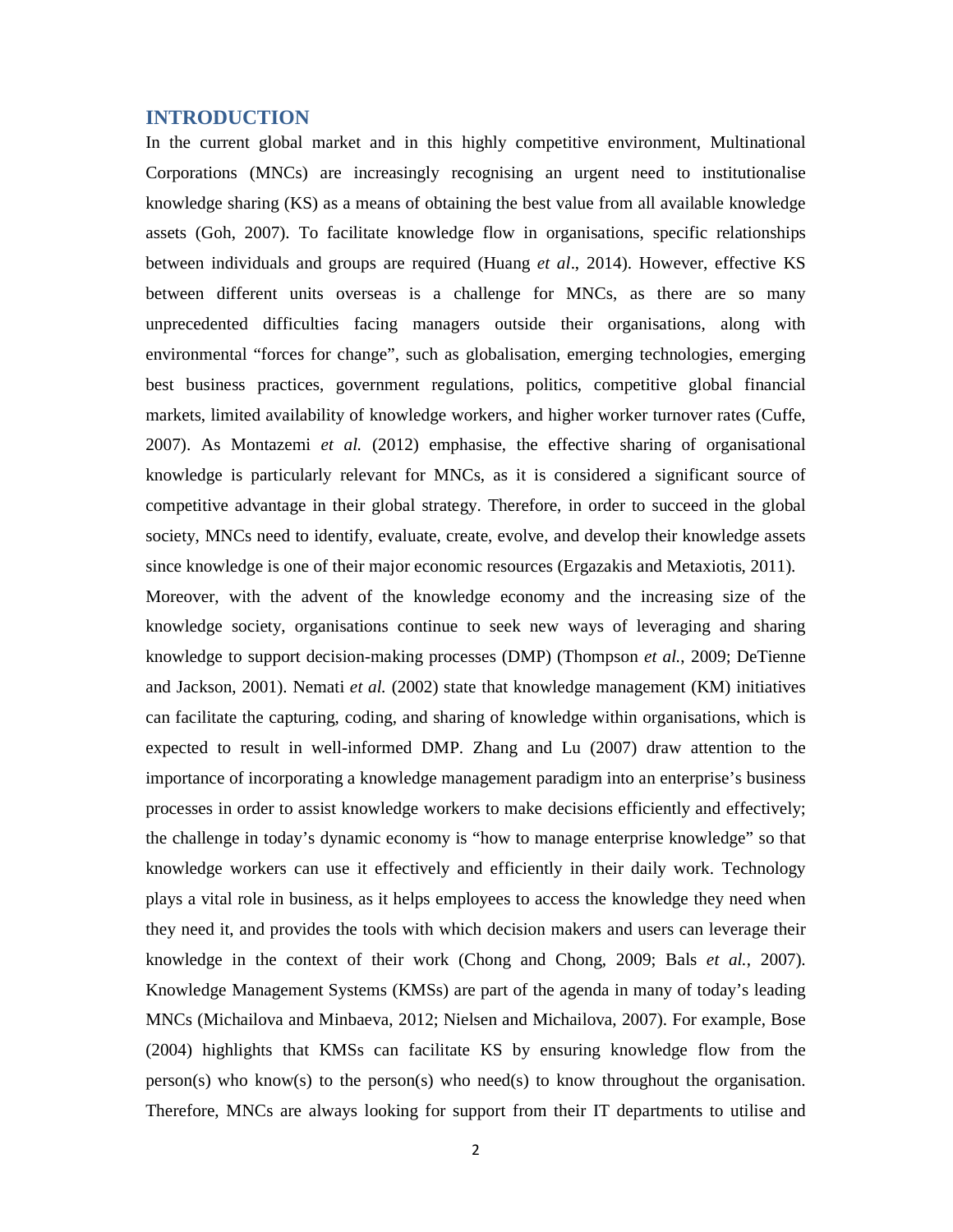## INTRODUCTION

In the current global market and in this highly competitive environment, Multinational Corporations (MNCs) are increasingly recognising an urgent need to institutionalise knowledge sharing (KS) as a means of obtaining the best value from all available knowledge assets (Goh, 2007). To facilitate knowledge flow in organisations, specific relationships between individuals and groups are required (Huang *et al*., 2014). However, effective KS between different units overseas is a challenge for MNCs, as there are so many unprecedented difficulties facing managers outside their organisations, along with environmental "forces for change", such as globalisation, emerging technologies, emerging best business practices, government regulations, politics, competitive global financial markets, limited availability of knowledge workers, and higher worker turnover rates (Cuffe, 2007). As Montazemi *et al.* (2012) emphasise, the effective sharing of organisational knowledge is particularly relevant for MNCs, as it is considered a significant source of competitive advantage in their global strategy. Therefore, in order to succeed in the global society, MNCs need to identify, evaluate, create, evolve, and develop their knowledge assets since knowledge is one of their major economic resources (Ergazakis and Metaxiotis, 2011).

Moreover, with the advent of the knowledge economy and the increasing size of the knowledge society, organisations continue to seek new ways of leveraging and sharing knowledge to support decision-making processes (DMP) (Thompson *et al.*, 2009; DeTienne and Jackson, 2001). Nemati *et al.* (2002) state that knowledge management (KM) initiatives can facilitate the capturing, coding, and sharing of knowledge within organisations, which is expected to result in well-informed DMP. Zhang and Lu (2007) draw attention to the importance of incorporating a knowledge management paradigm into an enterprise's business processes in order to assist knowledge workers to make decisions efficiently and effectively; the challenge in today's dynamic economy is "how to manage enterprise knowledge" so that knowledge workers can use it effectively and efficiently in their daily work. Technology plays a vital role in business, as it helps employees to access the knowledge they need when they need it, and provides the tools with which decision makers and users can leverage their knowledge in the context of their work (Chong and Chong, 2009; Bals *et al.*, 2007). Knowledge Management Systems (KMSs) are part of the agenda in many of today's leading MNCs (Michailova and Minbaeva, 2012; Nielsen and Michailova, 2007). For example, Bose (2004) highlights that KMSs can facilitate KS by ensuring knowledge flow from the person(s) who know(s) to the person(s) who need(s) to know throughout the organisation. Therefore, MNCs are always looking for support from their IT departments to utilise and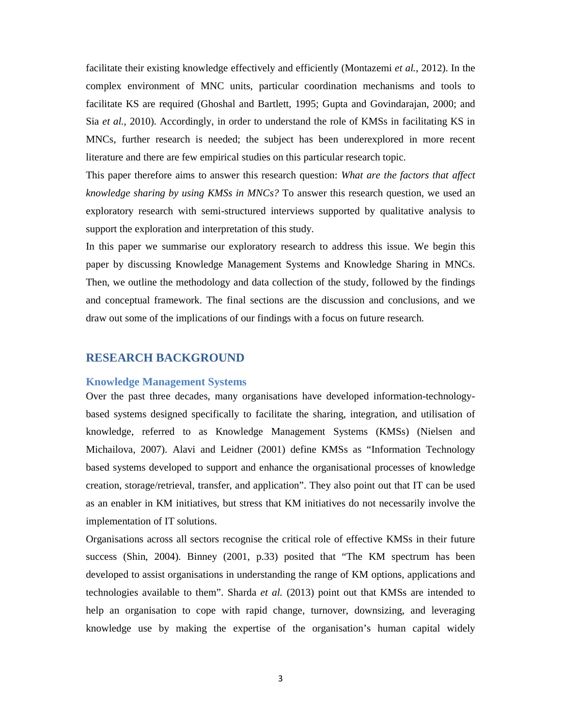facilitate their existing knowledge effectively and efficiently (Montazemi *et al.*, 2012). In the complex environment of MNC units, particular coordination mechanisms and tools to facilitate KS are required (Ghoshal and Bartlett, 1995; Gupta and Govindarajan, 2000; and Sia *et al.*, 2010). Accordingly, in order to understand the role of KMSs in facilitating KS in MNCs, further research is needed; the subject has been underexplored in more recent literature and there are few empirical studies on this particular research topic.

This paper therefore aims to answer this research question: *What are the factors that affect knowledge sharing by using KMSs in MNCs?* To answer this research question, we used an exploratory research with semi-structured interviews supported by qualitative analysis to support the exploration and interpretation of this study.

In this paper we summarise our exploratory research to address this issue. We begin this paper by discussing Knowledge Management Systems and Knowledge Sharing in MNCs. Then, we outline the methodology and data collection of the study, followed by the findings and conceptual framework. The final sections are the discussion and conclusions, and we draw out some of the implications of our findings with a focus on future research.

## RESEARCH BACKGROUND

### Knowledge Management Systems

Over the past three decades, many organisations have developed information-technology-based systems designed specifically to facilitate the sharing, integration, and utilisation of knowledge, referred to as Knowledge Management Systems (KMSs) (Nielsen and Michailova, 2007). Alavi and Leidner (2001) define KMSs as "Information Technology based systems developed to support and enhance the organisational processes of knowledge creation, storage/retrieval, transfer, and application". They also point out that IT can be used as an enabler in KM initiatives, but stress that KM initiatives do not necessarily involve the implementation of IT solutions.

Organisations across all sectors recognise the critical role of effective KMSs in their future success (Shin, 2004). Binney (2001, p.33) posited that "The KM spectrum has been developed to assist organisations in understanding the range of KM options, applications and technologies available to them". Sharda *et al.* (2013) point out that KMSs are intended to help an organisation to cope with rapid change, turnover, downsizing, and leveraging knowledge use by making the expertise of the organisation's human capital widely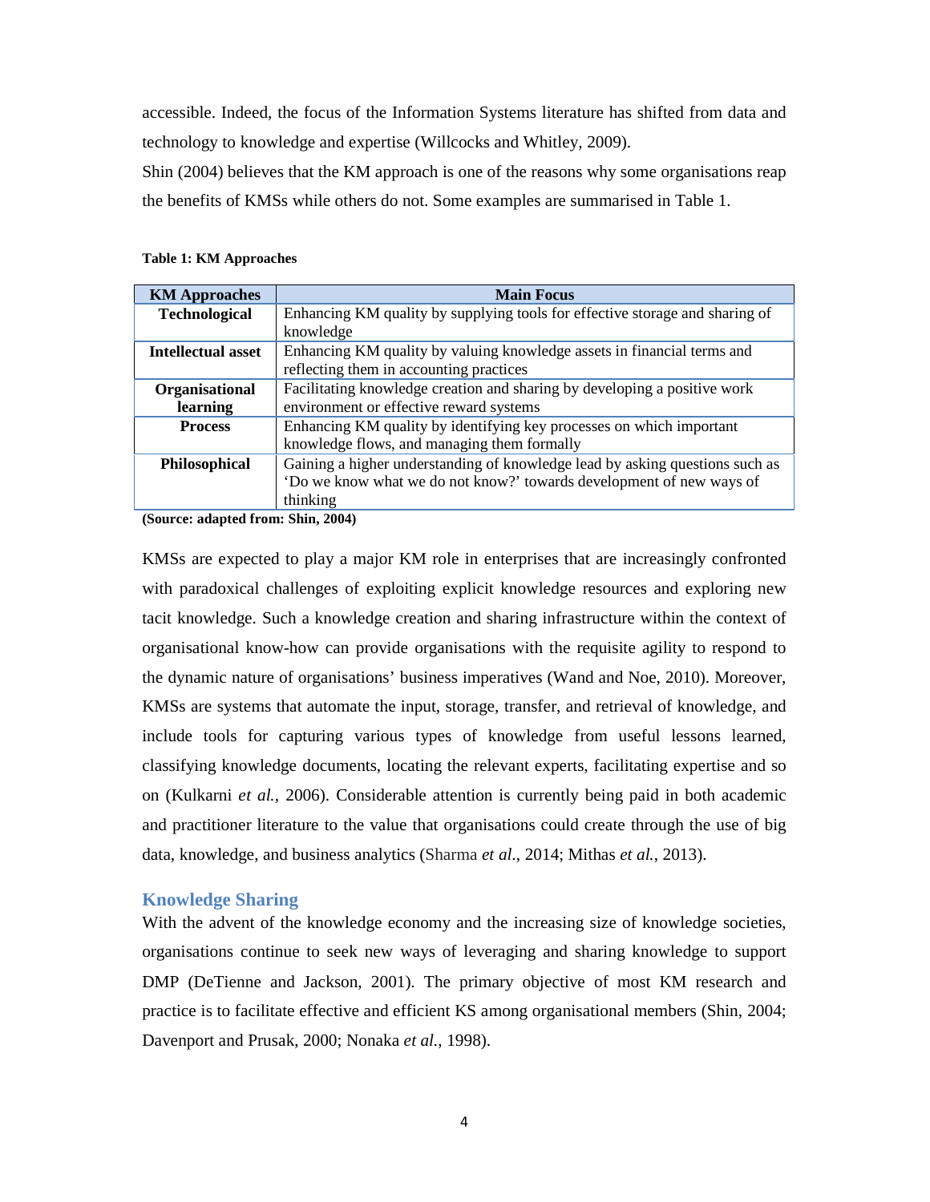accessible. Indeed, the focus of the Information Systems literature has shifted from data and technology to knowledge and expertise (Willcocks and Whitley, 2009).

Shin (2004) believes that the KM approach is one of the reasons why some organisations reap the benefits of KMSs while others do not. Some examples are summarised in Table 1.

**Table 1: KM Approaches**

| KM Approaches | Main Focus |
|---|---|
| **Technological** | Enhancing KM quality by supplying tools for effective storage and sharing of knowledge |
| **Intellectual asset** | Enhancing KM quality by valuing knowledge assets in financial terms and reflecting them in accounting practices |
| **Organisational learning** | Facilitating knowledge creation and sharing by developing a positive work environment or effective reward systems |
| **Process** | Enhancing KM quality by identifying key processes on which important knowledge flows, and managing them formally |
| **Philosophical** | Gaining a higher understanding of knowledge lead by asking questions such as 'Do we know what we do not know?' towards development of new ways of thinking |

**(Source: adapted from: Shin, 2004)**

KMSs are expected to play a major KM role in enterprises that are increasingly confronted with paradoxical challenges of exploiting explicit knowledge resources and exploring new tacit knowledge. Such a knowledge creation and sharing infrastructure within the context of organisational know-how can provide organisations with the requisite agility to respond to the dynamic nature of organisations' business imperatives (Wand and Noe, 2010). Moreover, KMSs are systems that automate the input, storage, transfer, and retrieval of knowledge, and include tools for capturing various types of knowledge from useful lessons learned, classifying knowledge documents, locating the relevant experts, facilitating expertise and so on (Kulkarni *et al.*, 2006). Considerable attention is currently being paid in both academic and practitioner literature to the value that organisations could create through the use of big data, knowledge, and business analytics (Sharma *et al.*, 2014; Mithas *et al.*, 2013).

## Knowledge Sharing

With the advent of the knowledge economy and the increasing size of knowledge societies, organisations continue to seek new ways of leveraging and sharing knowledge to support DMP (DeTienne and Jackson, 2001). The primary objective of most KM research and practice is to facilitate effective and efficient KS among organisational members (Shin, 2004; Davenport and Prusak, 2000; Nonaka *et al.*, 1998).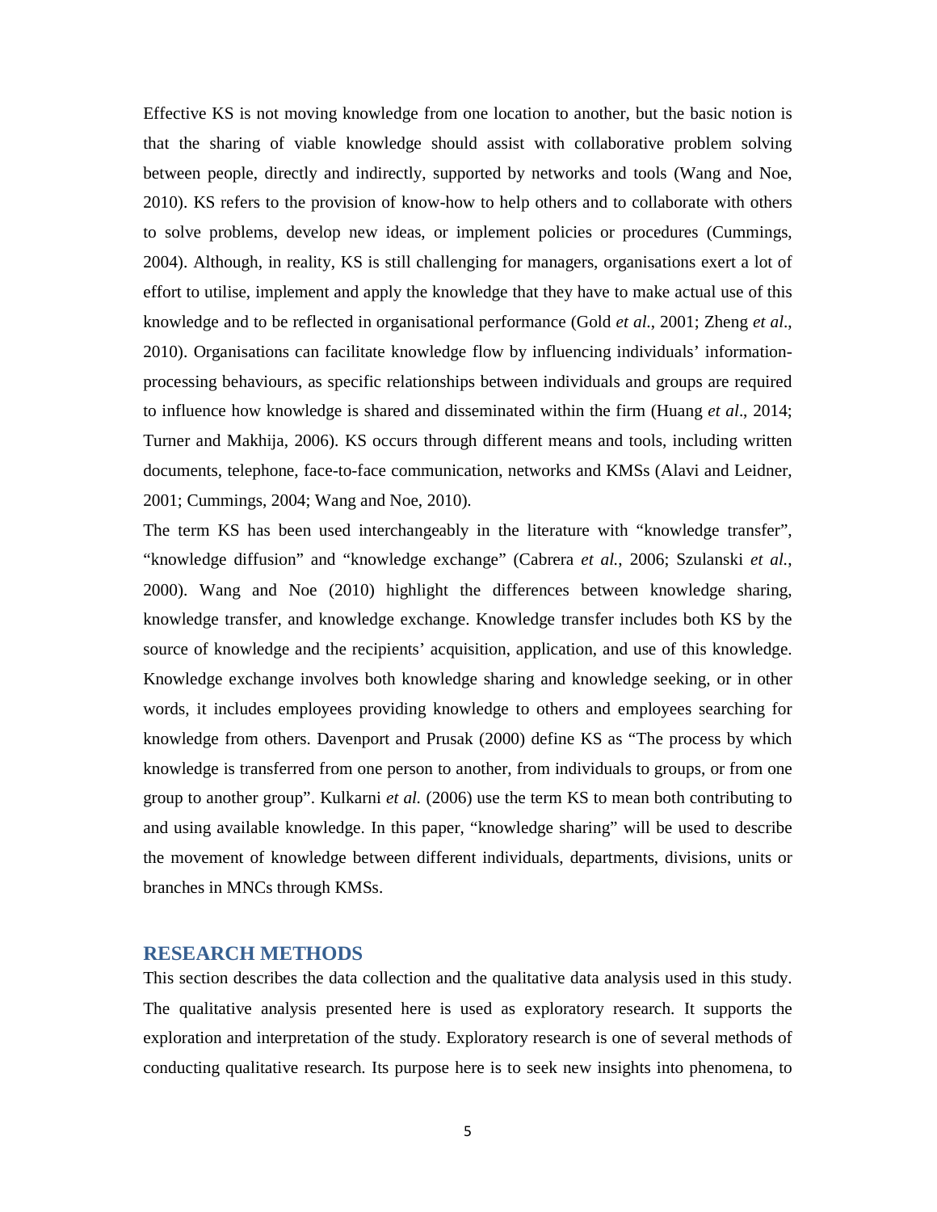Effective KS is not moving knowledge from one location to another, but the basic notion is that the sharing of viable knowledge should assist with collaborative problem solving between people, directly and indirectly, supported by networks and tools (Wang and Noe, 2010). KS refers to the provision of know-how to help others and to collaborate with others to solve problems, develop new ideas, or implement policies or procedures (Cummings, 2004). Although, in reality, KS is still challenging for managers, organisations exert a lot of effort to utilise, implement and apply the knowledge that they have to make actual use of this knowledge and to be reflected in organisational performance (Gold *et al.*, 2001; Zheng *et al.*, 2010). Organisations can facilitate knowledge flow by influencing individuals' information-processing behaviours, as specific relationships between individuals and groups are required to influence how knowledge is shared and disseminated within the firm (Huang *et al*., 2014; Turner and Makhija, 2006). KS occurs through different means and tools, including written documents, telephone, face-to-face communication, networks and KMSs (Alavi and Leidner, 2001; Cummings, 2004; Wang and Noe, 2010).

The term KS has been used interchangeably in the literature with "knowledge transfer", "knowledge diffusion" and "knowledge exchange" (Cabrera *et al.*, 2006; Szulanski *et al.*, 2000). Wang and Noe (2010) highlight the differences between knowledge sharing, knowledge transfer, and knowledge exchange. Knowledge transfer includes both KS by the source of knowledge and the recipients' acquisition, application, and use of this knowledge. Knowledge exchange involves both knowledge sharing and knowledge seeking, or in other words, it includes employees providing knowledge to others and employees searching for knowledge from others. Davenport and Prusak (2000) define KS as "The process by which knowledge is transferred from one person to another, from individuals to groups, or from one group to another group". Kulkarni *et al.* (2006) use the term KS to mean both contributing to and using available knowledge. In this paper, "knowledge sharing" will be used to describe the movement of knowledge between different individuals, departments, divisions, units or branches in MNCs through KMSs.

## RESEARCH METHODS

This section describes the data collection and the qualitative data analysis used in this study. The qualitative analysis presented here is used as exploratory research. It supports the exploration and interpretation of the study. Exploratory research is one of several methods of conducting qualitative research. Its purpose here is to seek new insights into phenomena, to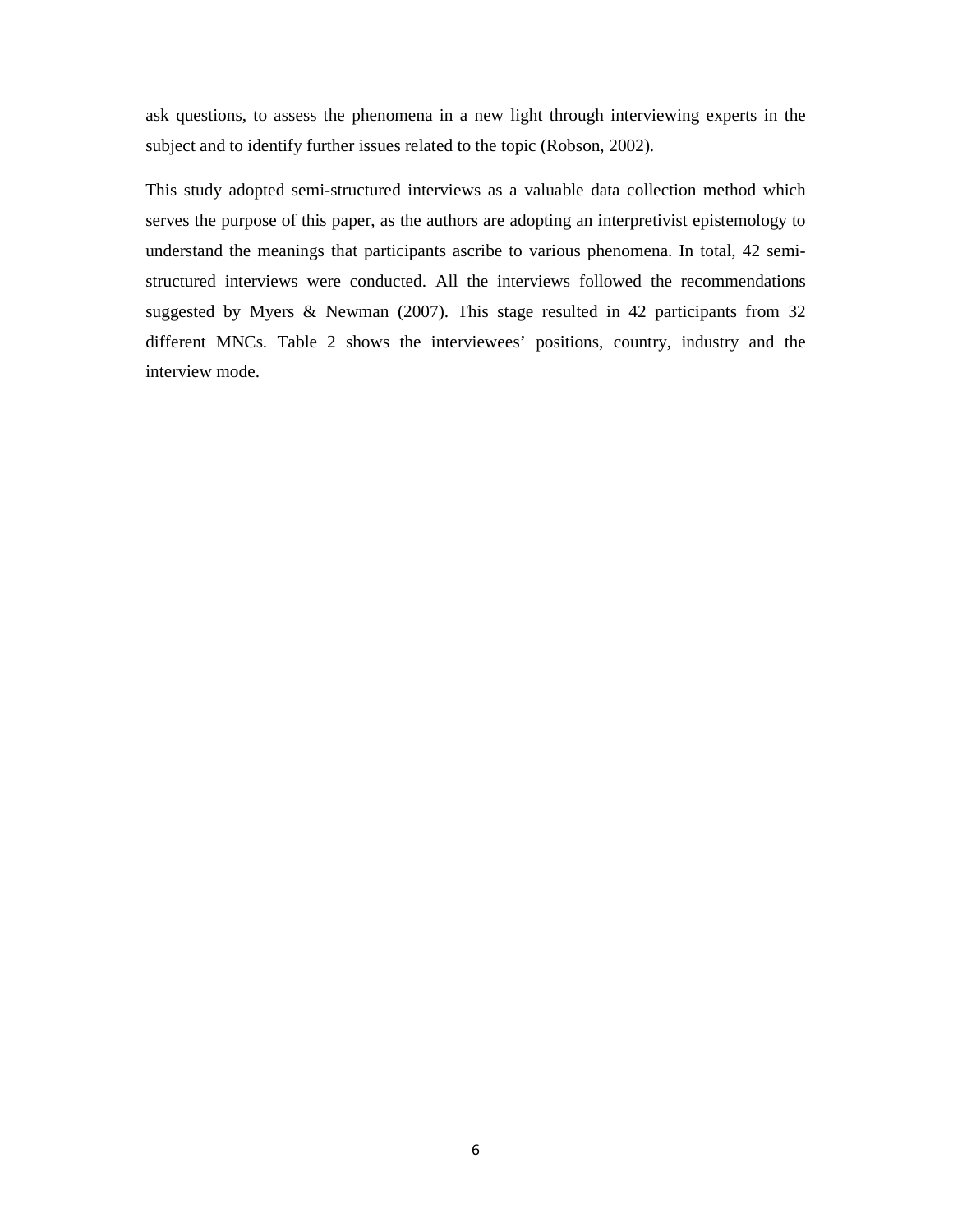ask questions, to assess the phenomena in a new light through interviewing experts in the subject and to identify further issues related to the topic (Robson, 2002).

This study adopted semi-structured interviews as a valuable data collection method which serves the purpose of this paper, as the authors are adopting an interpretivist epistemology to understand the meanings that participants ascribe to various phenomena. In total, 42 semi-structured interviews were conducted. All the interviews followed the recommendations suggested by Myers & Newman (2007). This stage resulted in 42 participants from 32 different MNCs. Table 2 shows the interviewees' positions, country, industry and the interview mode.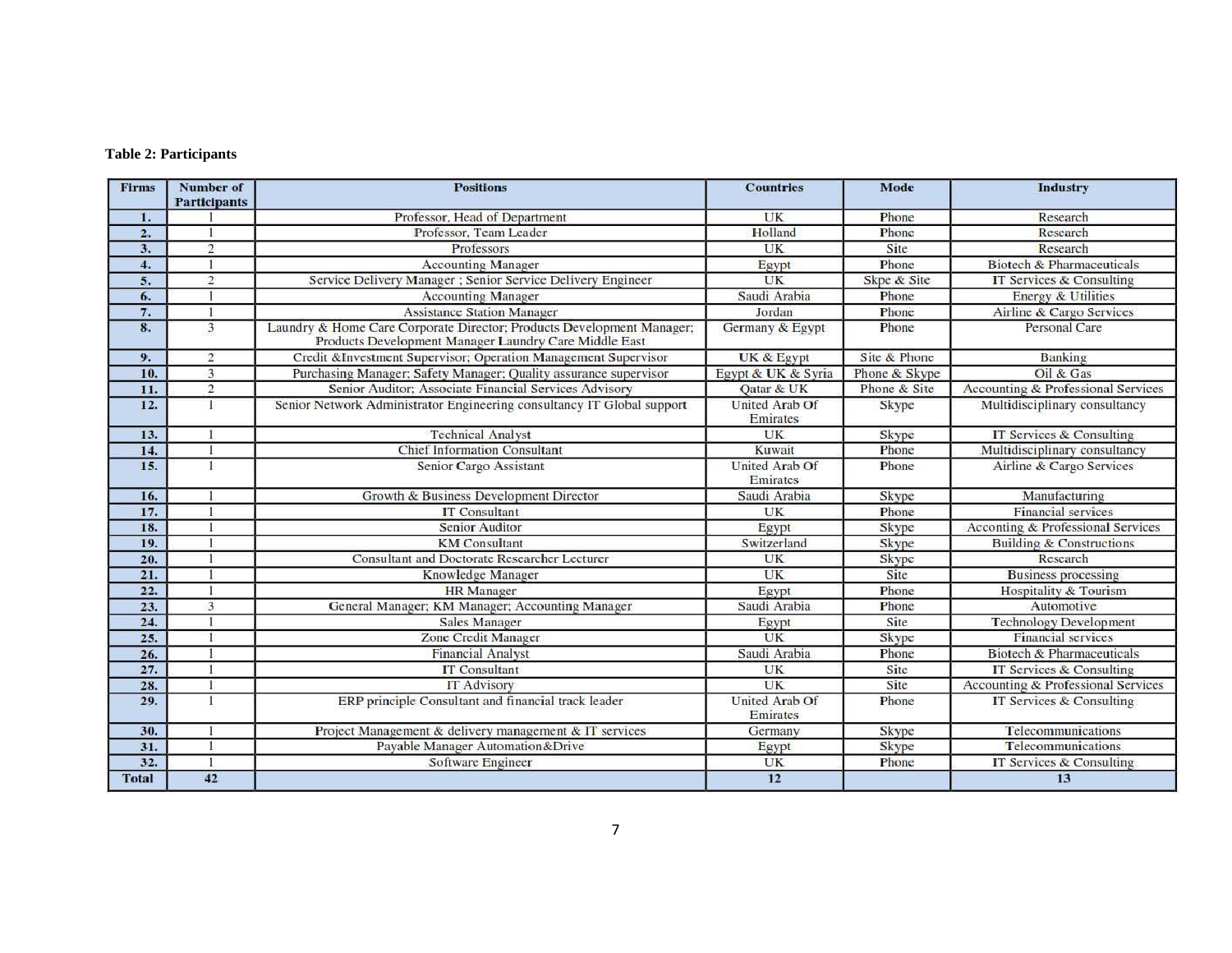**Table 2: Participants**

| Firms | Number of Participants | Positions | Countries | Mode | Industry |
|---|---|---|---|---|---|
| 1. | 1 | Professor, Head of Department | UK | Phone | Research |
| 2. | 1 | Professor, Team Leader | Holland | Phone | Research |
| 3. | 2 | Professors | UK | Site | Research |
| 4. | 1 | Accounting Manager | Egypt | Phone | Biotech & Pharmaceuticals |
| 5. | 2 | Service Delivery Manager ; Senior Service Delivery Engineer | UK | Skpe & Site | IT Services & Consulting |
| 6. | 1 | Accounting Manager | Saudi Arabia | Phone | Energy & Utilities |
| 7. | 1 | Assistance Station Manager | Jordan | Phone | Airline & Cargo Services |
| 8. | 3 | Laundry & Home Care Corporate Director; Products Development Manager; Products Development Manager Laundry Care Middle East | Germany & Egypt | Phone | Personal Care |
| 9. | 2 | Credit &Investment Supervisor; Operation Management Supervisor | UK & Egypt | Site & Phone | Banking |
| 10. | 3 | Purchasing Manager; Safety Manager; Quality assurance supervisor | Egypt & UK & Syria | Phone & Skype | Oil & Gas |
| 11. | 2 | Senior Auditor; Associate Financial Services Advisory | Qatar & UK | Phone & Site | Accounting & Professional Services |
| 12. | 1 | Senior Network Administrator Engineering consultancy IT Global support | United Arab Of Emirates | Skype | Multidisciplinary consultancy |
| 13. | 1 | Technical Analyst | UK | Skype | IT Services & Consulting |
| 14. | 1 | Chief Information Consultant | Kuwait | Phone | Multidisciplinary consultancy |
| 15. | 1 | Senior Cargo Assistant | United Arab Of Emirates | Phone | Airline & Cargo Services |
| 16. | 1 | Growth & Business Development Director | Saudi Arabia | Skype | Manufacturing |
| 17. | 1 | IT Consultant | UK | Phone | Financial services |
| 18. | 1 | Senior Auditor | Egypt | Skype | Acconting & Professional Services |
| 19. | 1 | KM Consultant | Switzerland | Skype | Building & Constructions |
| 20. | 1 | Consultant and Doctorate Researcher Lecturer | UK | Skype | Research |
| 21. | 1 | Knowledge Manager | UK | Site | Business processing |
| 22. | 1 | HR Manager | Egypt | Phone | Hospitality & Tourism |
| 23. | 3 | General Manager; KM Manager; Accounting Manager | Saudi Arabia | Phone | Automotive |
| 24. | 1 | Sales Manager | Egypt | Site | Technology Development |
| 25. | 1 | Zone Credit Manager | UK | Skype | Financial services |
| 26. | 1 | Financial Analyst | Saudi Arabia | Phone | Biotech & Pharmaceuticals |
| 27. | 1 | IT Consultant | UK | Site | IT Services & Consulting |
| 28. | 1 | IT Advisory | UK | Site | Accounting & Professional Services |
| 29. | 1 | ERP principle Consultant and financial track leader | United Arab Of Emirates | Phone | IT Services & Consulting |
| 30. | 1 | Project Management & delivery management & IT services | Germany | Skype | Telecommunications |
| 31. | 1 | Payable Manager Automation&Drive | Egypt | Skype | Telecommunications |
| 32. | 1 | Software Engineer | UK | Phone | IT Services & Consulting |
| **Total** | **42** | | **12** | | **13** |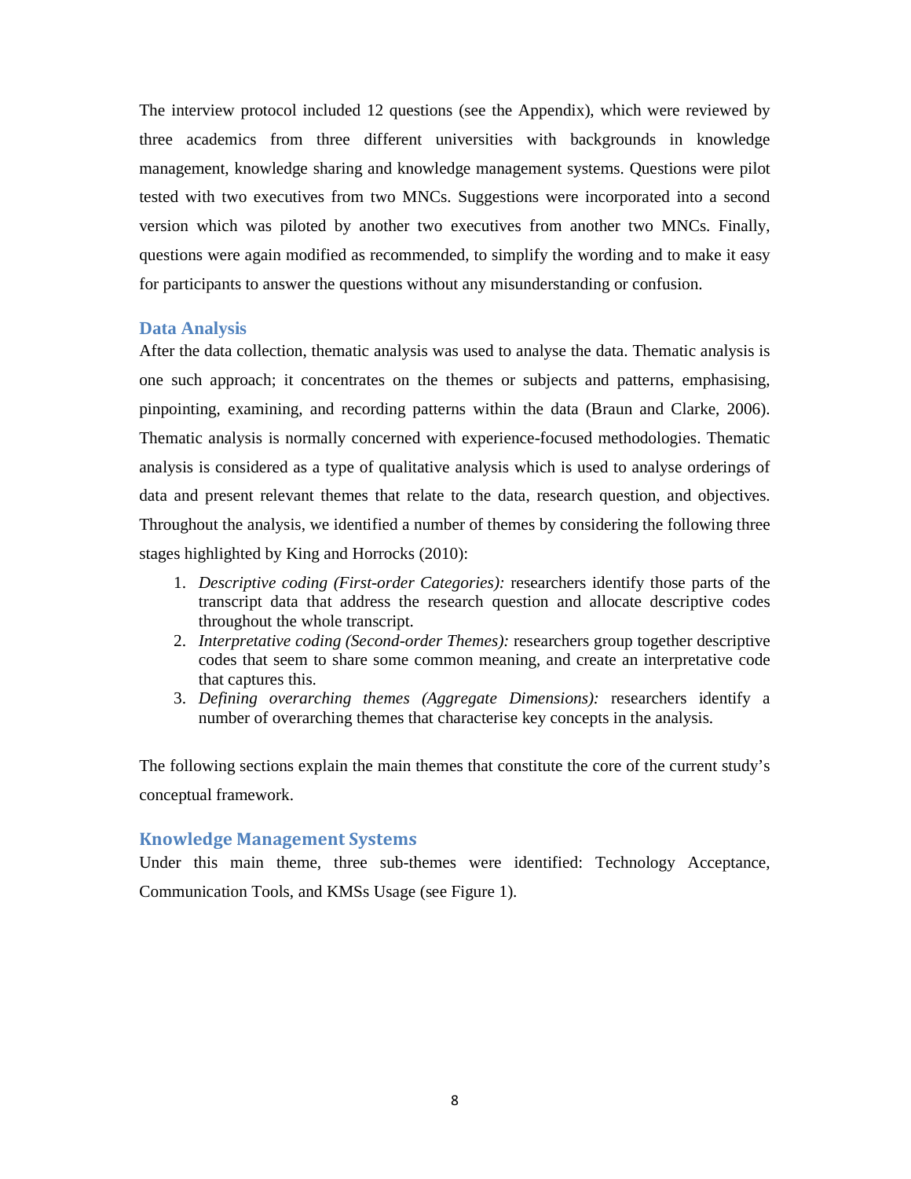The interview protocol included 12 questions (see the Appendix), which were reviewed by three academics from three different universities with backgrounds in knowledge management, knowledge sharing and knowledge management systems. Questions were pilot tested with two executives from two MNCs. Suggestions were incorporated into a second version which was piloted by another two executives from another two MNCs. Finally, questions were again modified as recommended, to simplify the wording and to make it easy for participants to answer the questions without any misunderstanding or confusion.

## Data Analysis

After the data collection, thematic analysis was used to analyse the data. Thematic analysis is one such approach; it concentrates on the themes or subjects and patterns, emphasising, pinpointing, examining, and recording patterns within the data (Braun and Clarke, 2006). Thematic analysis is normally concerned with experience-focused methodologies. Thematic analysis is considered as a type of qualitative analysis which is used to analyse orderings of data and present relevant themes that relate to the data, research question, and objectives. Throughout the analysis, we identified a number of themes by considering the following three stages highlighted by King and Horrocks (2010):

1. *Descriptive coding (First-order Categories):* researchers identify those parts of the transcript data that address the research question and allocate descriptive codes throughout the whole transcript.
2. *Interpretative coding (Second-order Themes):* researchers group together descriptive codes that seem to share some common meaning, and create an interpretative code that captures this.
3. *Defining overarching themes (Aggregate Dimensions):* researchers identify a number of overarching themes that characterise key concepts in the analysis.

The following sections explain the main themes that constitute the core of the current study's conceptual framework.

## Knowledge Management Systems

Under this main theme, three sub-themes were identified: Technology Acceptance, Communication Tools, and KMSs Usage (see Figure 1).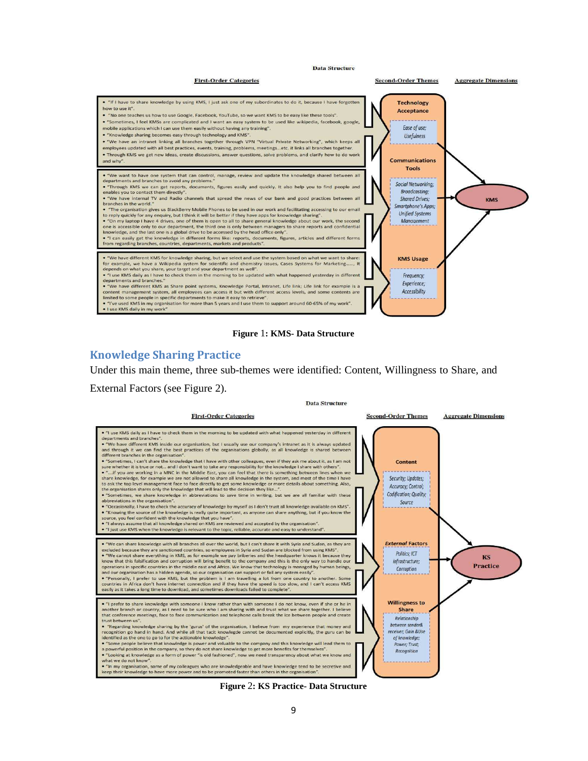**Data Structure**

| First-Order Categories | Second-Order Themes | Aggregate Dimensions |
|---|---|---|
| • "If I have to share knowledge by using KMS, I just ask one of my subordinates to do it, because I have forgotten how to use it". • "No one teaches us how to use Google, Facebook, YouTube, so we want KMS to be easy like these tools". • "Sometimes, I feel KMSs are complicated and I want an easy system to be used like wikipedia, facebook, google, mobile applications which I can use them easily without having any training". • "Knowledge sharing becomes easy through technology and KMS". • "We have an intranet linking all branches together through VPN "Virtual Private Networking", which keeps all employees updated with all best practices, events, training, problems, meetings...etc. it links all branches together. • Through KMS we get new ideas, create discussions, answer questions, solve problems, and clarify how to do work and why". | **Technology Acceptance** — Ease of use; Usefulness | KMS |
| • "We want to have one system that can control, manage, review and update the knowledge shared between all departments and branches to avoid any problems." • "Through KMS we can get reports, documents, figures easily and quickly. It also help you to find people and enables you to contact them directly". • "We have internal TV and Radio channels that spread the news of our bank and good practices between all branches in the world." • "The organisation gives us BlackBerry Mobile Phones to be used in our work and facilitating accessing to our email to reply quickly for any enquiry, but I think it will be better if they have apps for knowledge sharing". • "On my laptop I have 4 drives, one of them is open to all to share general knowledge about our work, the second one is accessible only to our department, the third one is only between managers to share reports and confidential knowledge, and the last one is a global drive to be accessed by the head office only". • "I can easily get the knowledge in different forms like: reports, documents, figures, articles and different forms from regarding branches, countries, departments, markets and products". | **Communications Tools** — Social Networking; Broadcasting; Shared Drives; Smartphone's Apps; Unified Systems Management | |
| • "We have different KMS for knowledge sharing, but we select and use the system based on what we want to share: for example, we have a Wikipedia system for scientific and chemistry issues, Cases Systems for Marketing......, It depends on what you share, your target and your department as well". • "I use KMS daily as I have to check them in the morning to be updated with what happened yesterday in different departments and branches." • "We have different KMS as Share point systems, Knowledge Portal, Intranet, Life link; Life link for example is a content management system, all employees can access it but with different access levels, and some contents are limited to some people in specific departments to make it easy to retrieve". • "I've used KMS in my organisation for more than 5 years and I use them to support around 60-65% of my work". • I use KMS daily in my work" | **KMS Usage** — Frequency; Experience; Accessibility | |

**Figure 1: KMS- Data Structure**

## Knowledge Sharing Practice

Under this main theme, three sub-themes were identified: Content, Willingness to Share, and External Factors (see Figure 2).

**Data Structure**

| First-Order Categories | Second-Order Themes | Aggregate Dimensions |
|---|---|---|
| • "I use KMS daily as I have to check them in the morning to be updated with what happened yesterday in different departments and branches". • "We have different KMS inside our organisation, but I usually use our company's intranet as it is always updated and through it we can find the best practices of the organisations globally, as all knowledge is shared between different branches in the organisation". • "Sometimes, I can't share the knowledge that I have with other colleagues, even if they ask me about it, as I am not sure whether it is true or not... and I don't want to take any responsibility for the knowledge I share with others". • "...if you are working in a MNC in the Middle East, you can feel that there is something between lines when we share knowledge, for example we are not allowed to share all knowledge in the system, and most of the time I have to ask the top level management face to face directly to get some knowledge or more details about something. Also, the organisation shares only the knowledge that will lead to the decision they like...". • "Sometimes, we share knowledge in abbreviations to save time in writing, but we are all familiar with these abbreviations in the organisation". • "Occasionally, I have to check the accuracy of knowledge by myself as I don't trust all knowledge available on KMS". • "Knowing the source of the knowledge is really quite important, as anyone can share anything, but if you know the source, you feel confident with the knowledge that you have". • "I always assume that all knowledge shared on KMS are reviewed and accepted by the organisation". • "I just use KMS when the knowledge is relevant to the topic, reliable, accurate and easy to understand". | **Content** — Security; Updates; Accuracy; Control; Codification; Quality; Source | KS Practice |
| • "We can share knowledge with all branches all over the world, but I can't share it with Syria and Sudan, as they are excluded because they are sanctioned countries, so employees in Syria and Sudan are blocked from using KMS". • "We cannot share everything in KMS, as for example we pay briberies and the headquarter knows it because they know that this falsification and corruption will bring benefit to the company and this is the only way to handle our operations in specific countries in the middle east and Africa. We know that technology is managed by human beings, and our organisation has a hidden agenda, so our organisation can support or fail any system easily". • "Personally, I prefer to use KMS, but the problem is I am travelling a lot from one country to another. Some countries in Africa don't have internet connection and if they have the speed is too slow, and I can't access KMS easily as it takes a long time to download, and sometimes downloads failed to complete". | ***External* Factors** — Politics; ICT infrastructure; Corruption | |
| • "I prefer to share knowledge with someone I know rather than with someone I do not know, even if she or he in another branch or country, as I need to be sure who I am sharing with and trust what we share together. I believe that conference meetings, face to face communication and telephone calls break the ice between people and create trust between us". • "Regarding knowledge sharing by the 'gurus' of the organisation, I believe from my experience that money and recognition go hand in hand. And while all that tacit knowledge cannot be documented explicitly, the guru can be identified as the one to go to for the actionable knowledge". • "Some people believe that knowledge is power and valuable to the company and this knowledge will lead them to a powerful position in the company, so they do not share knowledge to get more benefits for themselves". • "Looking at knowledge as a form of power "is old fashioned", now we need transparency about what we know and what we do not know". • "In my organisation, some of my colleagues who are knowledgeable and have knowledge tend to be secretive and keep their knowledge to have more power and to be promoted faster than others in the organisation". | **Willingness to Share** — Relationship between sender& receiver; Gain &Use of knowledge; Power; Trust; Recognition | |

**Figure 2: KS Practice- Data Structure**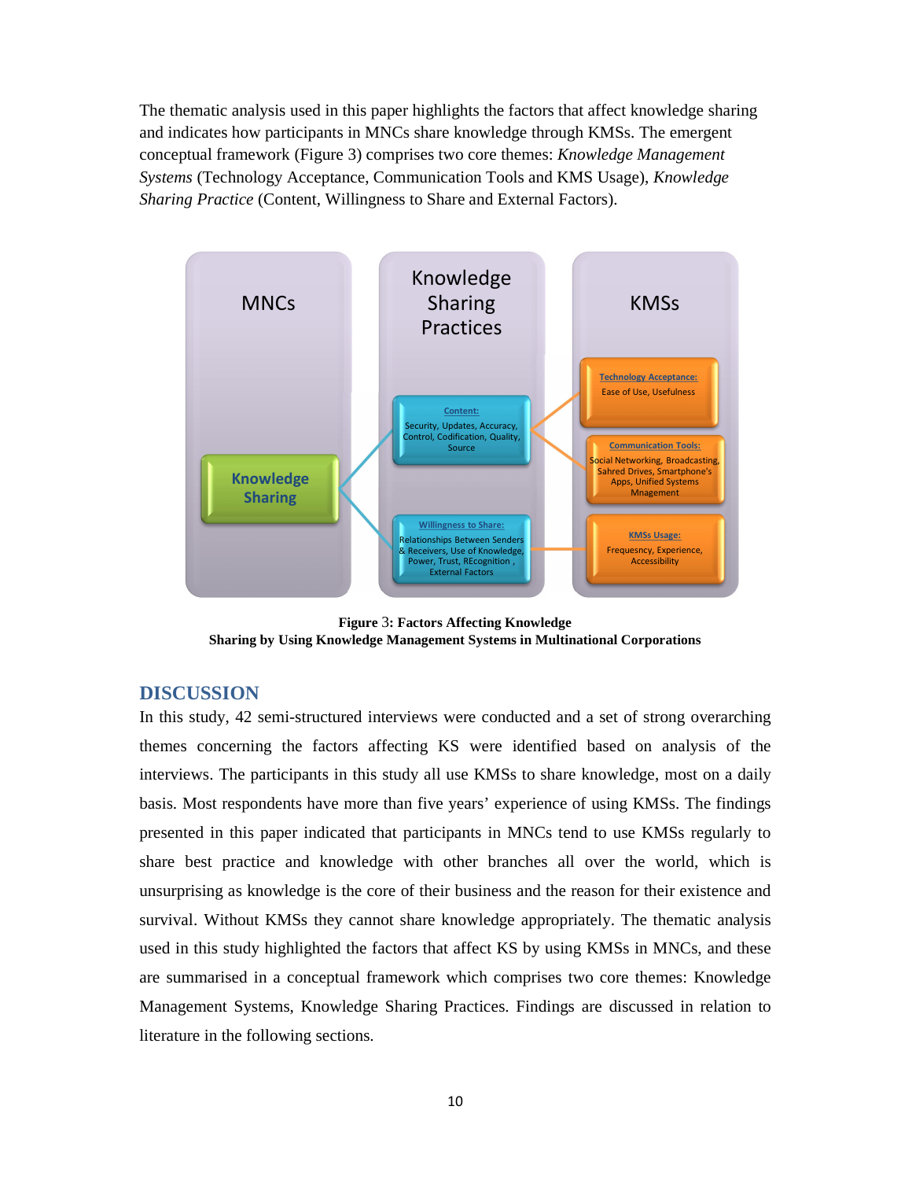The thematic analysis used in this paper highlights the factors that affect knowledge sharing and indicates how participants in MNCs share knowledge through KMSs. The emergent conceptual framework (Figure 3) comprises two core themes: *Knowledge Management Systems* (Technology Acceptance, Communication Tools and KMS Usage), *Knowledge Sharing Practice* (Content, Willingness to Share and External Factors).

MNCs

Knowledge Sharing Practices

KMSs

Knowledge Sharing

Content: Security, Updates, Accuracy, Control, Codification, Quality, Source

Willingness to Share: Relationships Between Senders & Receivers, Use of Knowledge, Power, Trust, REcognition , External Factors

Technology Acceptance: Ease of Use, Usefulness

Communication Tools: Social Networking, Broadcasting, Sahred Drives, Smartphone's Apps, Unified Systems Mnagement

KMSs Usage: Frequesncy, Experience, Accessibility

**Figure 3: Factors Affecting Knowledge Sharing by Using Knowledge Management Systems in Multinational Corporations**

## DISCUSSION

In this study, 42 semi-structured interviews were conducted and a set of strong overarching themes concerning the factors affecting KS were identified based on analysis of the interviews. The participants in this study all use KMSs to share knowledge, most on a daily basis. Most respondents have more than five years' experience of using KMSs. The findings presented in this paper indicated that participants in MNCs tend to use KMSs regularly to share best practice and knowledge with other branches all over the world, which is unsurprising as knowledge is the core of their business and the reason for their existence and survival. Without KMSs they cannot share knowledge appropriately. The thematic analysis used in this study highlighted the factors that affect KS by using KMSs in MNCs, and these are summarised in a conceptual framework which comprises two core themes: Knowledge Management Systems, Knowledge Sharing Practices. Findings are discussed in relation to literature in the following sections.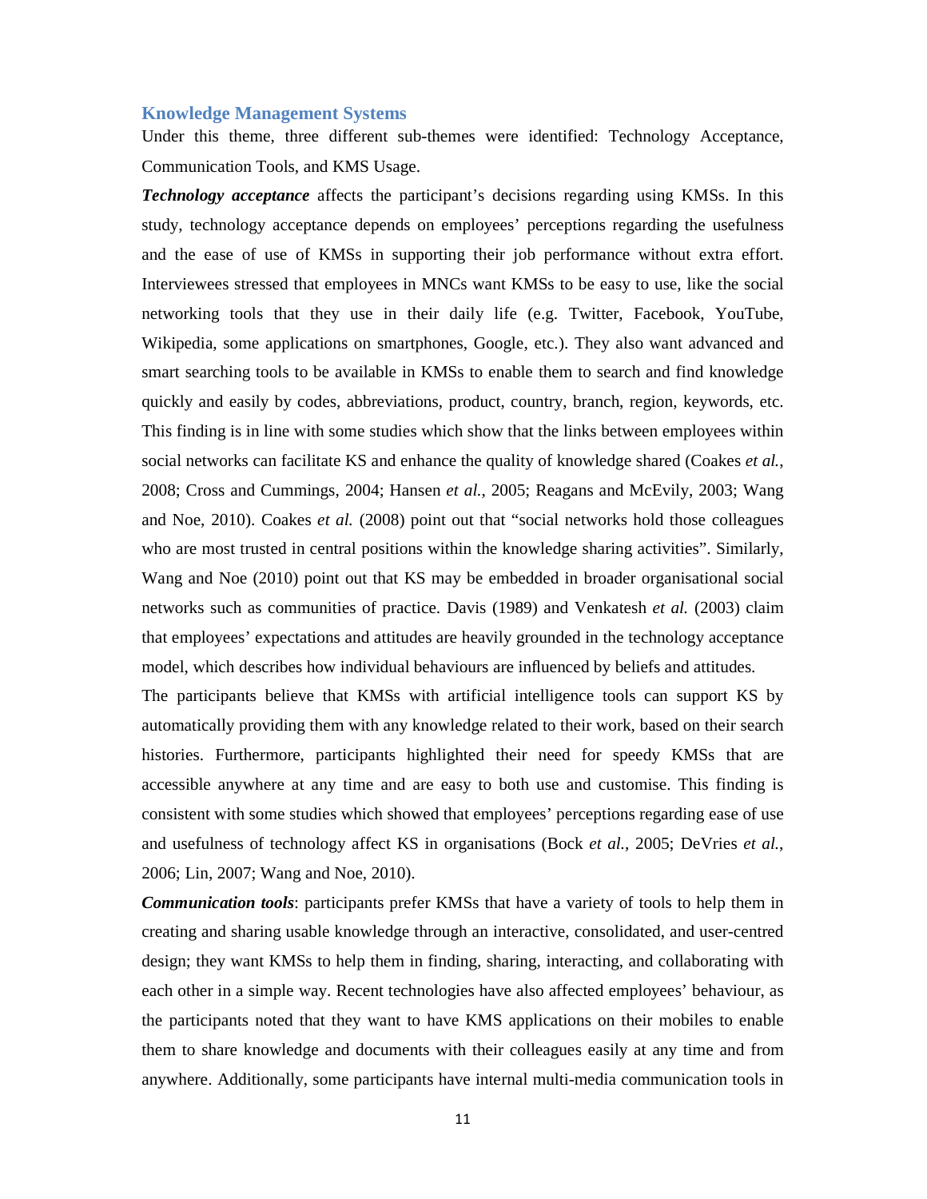## Knowledge Management Systems

Under this theme, three different sub-themes were identified: Technology Acceptance, Communication Tools, and KMS Usage.

***Technology acceptance*** affects the participant's decisions regarding using KMSs. In this study, technology acceptance depends on employees' perceptions regarding the usefulness and the ease of use of KMSs in supporting their job performance without extra effort. Interviewees stressed that employees in MNCs want KMSs to be easy to use, like the social networking tools that they use in their daily life (e.g. Twitter, Facebook, YouTube, Wikipedia, some applications on smartphones, Google, etc.). They also want advanced and smart searching tools to be available in KMSs to enable them to search and find knowledge quickly and easily by codes, abbreviations, product, country, branch, region, keywords, etc. This finding is in line with some studies which show that the links between employees within social networks can facilitate KS and enhance the quality of knowledge shared (Coakes *et al.*, 2008; Cross and Cummings, 2004; Hansen *et al.*, 2005; Reagans and McEvily, 2003; Wang and Noe, 2010). Coakes *et al.* (2008) point out that "social networks hold those colleagues who are most trusted in central positions within the knowledge sharing activities". Similarly, Wang and Noe (2010) point out that KS may be embedded in broader organisational social networks such as communities of practice. Davis (1989) and Venkatesh *et al.* (2003) claim that employees' expectations and attitudes are heavily grounded in the technology acceptance model, which describes how individual behaviours are influenced by beliefs and attitudes.

The participants believe that KMSs with artificial intelligence tools can support KS by automatically providing them with any knowledge related to their work, based on their search histories. Furthermore, participants highlighted their need for speedy KMSs that are accessible anywhere at any time and are easy to both use and customise. This finding is consistent with some studies which showed that employees' perceptions regarding ease of use and usefulness of technology affect KS in organisations (Bock *et al.*, 2005; DeVries *et al.*, 2006; Lin, 2007; Wang and Noe, 2010).

***Communication tools***: participants prefer KMSs that have a variety of tools to help them in creating and sharing usable knowledge through an interactive, consolidated, and user-centred design; they want KMSs to help them in finding, sharing, interacting, and collaborating with each other in a simple way. Recent technologies have also affected employees' behaviour, as the participants noted that they want to have KMS applications on their mobiles to enable them to share knowledge and documents with their colleagues easily at any time and from anywhere. Additionally, some participants have internal multi-media communication tools in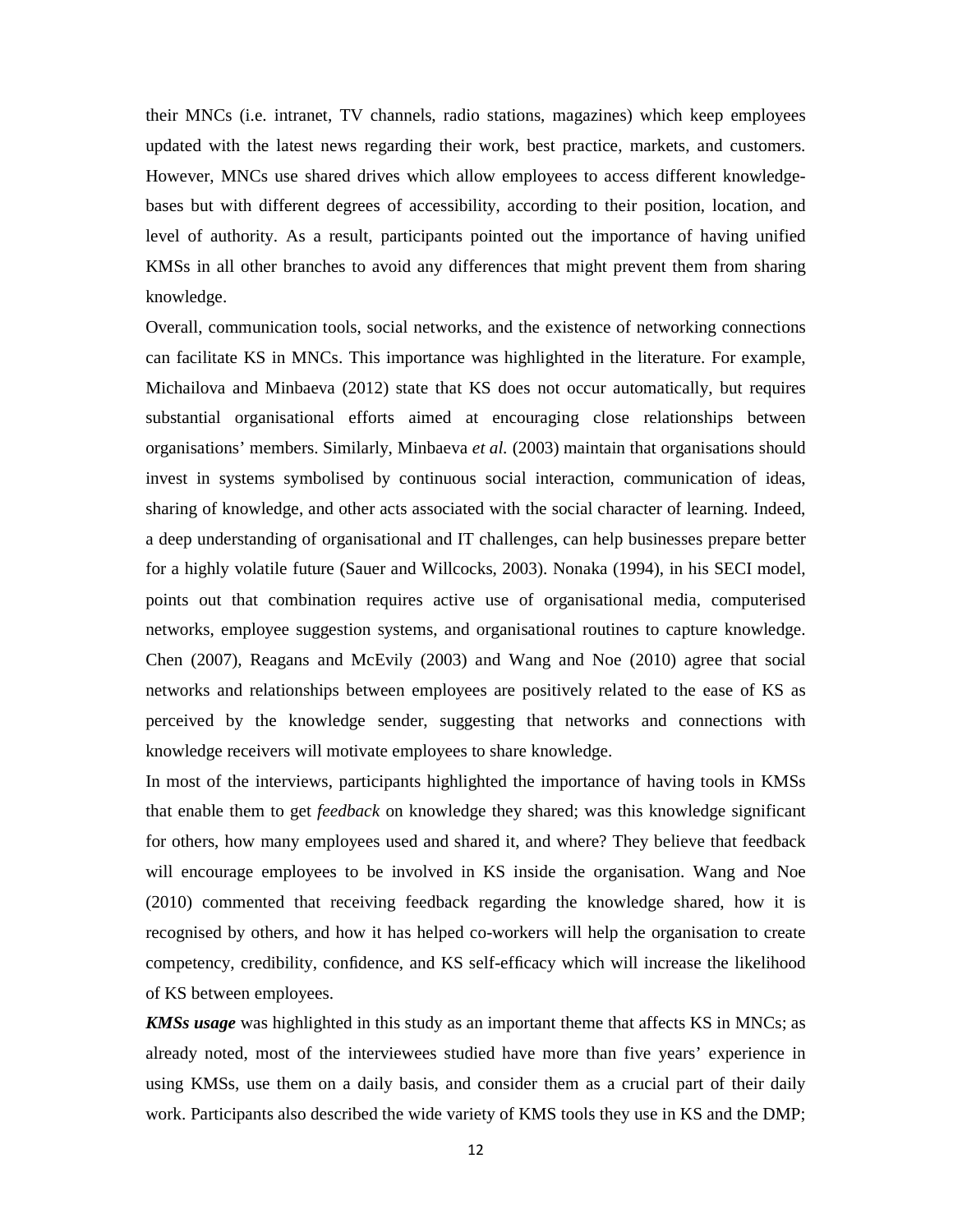their MNCs (i.e. intranet, TV channels, radio stations, magazines) which keep employees updated with the latest news regarding their work, best practice, markets, and customers. However, MNCs use shared drives which allow employees to access different knowledge-bases but with different degrees of accessibility, according to their position, location, and level of authority. As a result, participants pointed out the importance of having unified KMSs in all other branches to avoid any differences that might prevent them from sharing knowledge.

Overall, communication tools, social networks, and the existence of networking connections can facilitate KS in MNCs. This importance was highlighted in the literature. For example, Michailova and Minbaeva (2012) state that KS does not occur automatically, but requires substantial organisational efforts aimed at encouraging close relationships between organisations' members. Similarly, Minbaeva *et al.* (2003) maintain that organisations should invest in systems symbolised by continuous social interaction, communication of ideas, sharing of knowledge, and other acts associated with the social character of learning. Indeed, a deep understanding of organisational and IT challenges, can help businesses prepare better for a highly volatile future (Sauer and Willcocks, 2003). Nonaka (1994), in his SECI model, points out that combination requires active use of organisational media, computerised networks, employee suggestion systems, and organisational routines to capture knowledge. Chen (2007), Reagans and McEvily (2003) and Wang and Noe (2010) agree that social networks and relationships between employees are positively related to the ease of KS as perceived by the knowledge sender, suggesting that networks and connections with knowledge receivers will motivate employees to share knowledge.

In most of the interviews, participants highlighted the importance of having tools in KMSs that enable them to get *feedback* on knowledge they shared; was this knowledge significant for others, how many employees used and shared it, and where? They believe that feedback will encourage employees to be involved in KS inside the organisation. Wang and Noe (2010) commented that receiving feedback regarding the knowledge shared, how it is recognised by others, and how it has helped co-workers will help the organisation to create competency, credibility, confidence, and KS self-efficacy which will increase the likelihood of KS between employees.

***KMSs usage*** was highlighted in this study as an important theme that affects KS in MNCs; as already noted, most of the interviewees studied have more than five years' experience in using KMSs, use them on a daily basis, and consider them as a crucial part of their daily work. Participants also described the wide variety of KMS tools they use in KS and the DMP;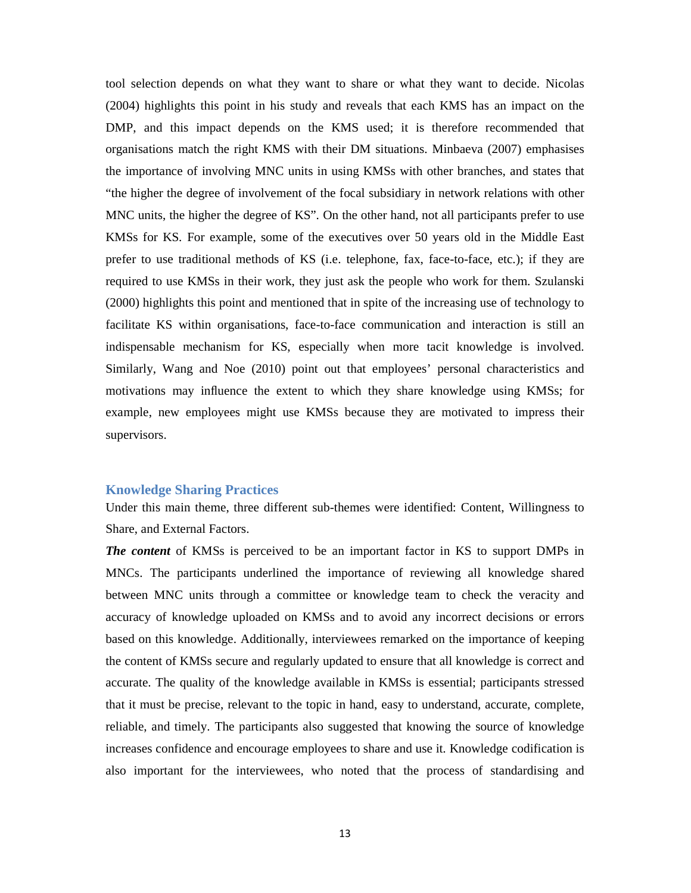tool selection depends on what they want to share or what they want to decide. Nicolas (2004) highlights this point in his study and reveals that each KMS has an impact on the DMP, and this impact depends on the KMS used; it is therefore recommended that organisations match the right KMS with their DM situations. Minbaeva (2007) emphasises the importance of involving MNC units in using KMSs with other branches, and states that "the higher the degree of involvement of the focal subsidiary in network relations with other MNC units, the higher the degree of KS". On the other hand, not all participants prefer to use KMSs for KS. For example, some of the executives over 50 years old in the Middle East prefer to use traditional methods of KS (i.e. telephone, fax, face-to-face, etc.); if they are required to use KMSs in their work, they just ask the people who work for them. Szulanski (2000) highlights this point and mentioned that in spite of the increasing use of technology to facilitate KS within organisations, face-to-face communication and interaction is still an indispensable mechanism for KS, especially when more tacit knowledge is involved. Similarly, Wang and Noe (2010) point out that employees' personal characteristics and motivations may influence the extent to which they share knowledge using KMSs; for example, new employees might use KMSs because they are motivated to impress their supervisors.

### Knowledge Sharing Practices

Under this main theme, three different sub-themes were identified: Content, Willingness to Share, and External Factors.

***The content*** of KMSs is perceived to be an important factor in KS to support DMPs in MNCs. The participants underlined the importance of reviewing all knowledge shared between MNC units through a committee or knowledge team to check the veracity and accuracy of knowledge uploaded on KMSs and to avoid any incorrect decisions or errors based on this knowledge. Additionally, interviewees remarked on the importance of keeping the content of KMSs secure and regularly updated to ensure that all knowledge is correct and accurate. The quality of the knowledge available in KMSs is essential; participants stressed that it must be precise, relevant to the topic in hand, easy to understand, accurate, complete, reliable, and timely. The participants also suggested that knowing the source of knowledge increases confidence and encourage employees to share and use it. Knowledge codification is also important for the interviewees, who noted that the process of standardising and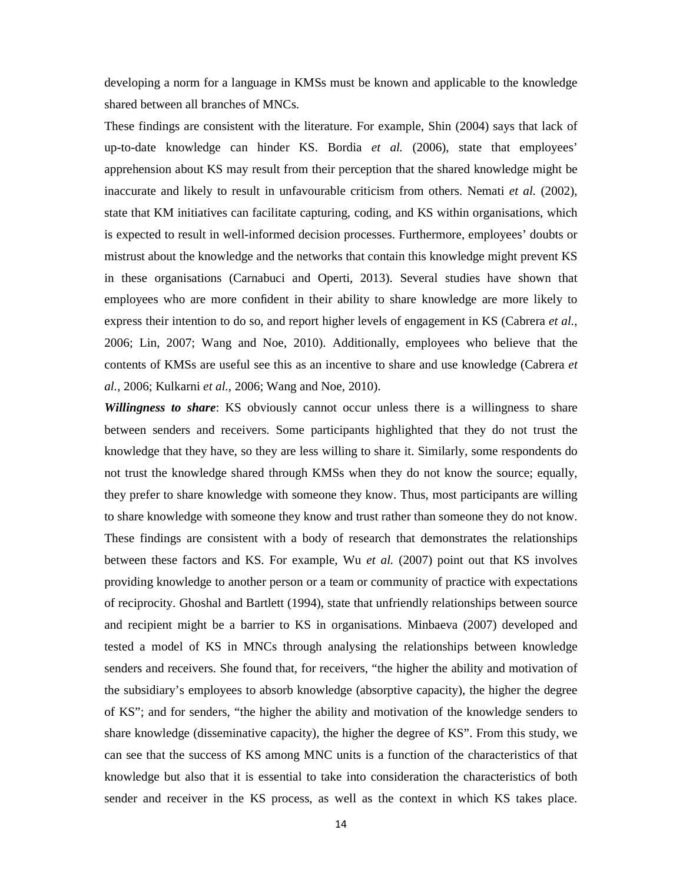developing a norm for a language in KMSs must be known and applicable to the knowledge shared between all branches of MNCs.

These findings are consistent with the literature. For example, Shin (2004) says that lack of up-to-date knowledge can hinder KS. Bordia *et al.* (2006), state that employees' apprehension about KS may result from their perception that the shared knowledge might be inaccurate and likely to result in unfavourable criticism from others. Nemati *et al.* (2002), state that KM initiatives can facilitate capturing, coding, and KS within organisations, which is expected to result in well-informed decision processes. Furthermore, employees' doubts or mistrust about the knowledge and the networks that contain this knowledge might prevent KS in these organisations (Carnabuci and Operti, 2013). Several studies have shown that employees who are more confident in their ability to share knowledge are more likely to express their intention to do so, and report higher levels of engagement in KS (Cabrera *et al.*, 2006; Lin, 2007; Wang and Noe, 2010). Additionally, employees who believe that the contents of KMSs are useful see this as an incentive to share and use knowledge (Cabrera *et al.*, 2006; Kulkarni *et al.*, 2006; Wang and Noe, 2010).

***Willingness to share***: KS obviously cannot occur unless there is a willingness to share between senders and receivers. Some participants highlighted that they do not trust the knowledge that they have, so they are less willing to share it. Similarly, some respondents do not trust the knowledge shared through KMSs when they do not know the source; equally, they prefer to share knowledge with someone they know. Thus, most participants are willing to share knowledge with someone they know and trust rather than someone they do not know. These findings are consistent with a body of research that demonstrates the relationships between these factors and KS. For example, Wu *et al.* (2007) point out that KS involves providing knowledge to another person or a team or community of practice with expectations of reciprocity. Ghoshal and Bartlett (1994), state that unfriendly relationships between source and recipient might be a barrier to KS in organisations. Minbaeva (2007) developed and tested a model of KS in MNCs through analysing the relationships between knowledge senders and receivers. She found that, for receivers, "the higher the ability and motivation of the subsidiary's employees to absorb knowledge (absorptive capacity), the higher the degree of KS"; and for senders, "the higher the ability and motivation of the knowledge senders to share knowledge (disseminative capacity), the higher the degree of KS". From this study, we can see that the success of KS among MNC units is a function of the characteristics of that knowledge but also that it is essential to take into consideration the characteristics of both sender and receiver in the KS process, as well as the context in which KS takes place.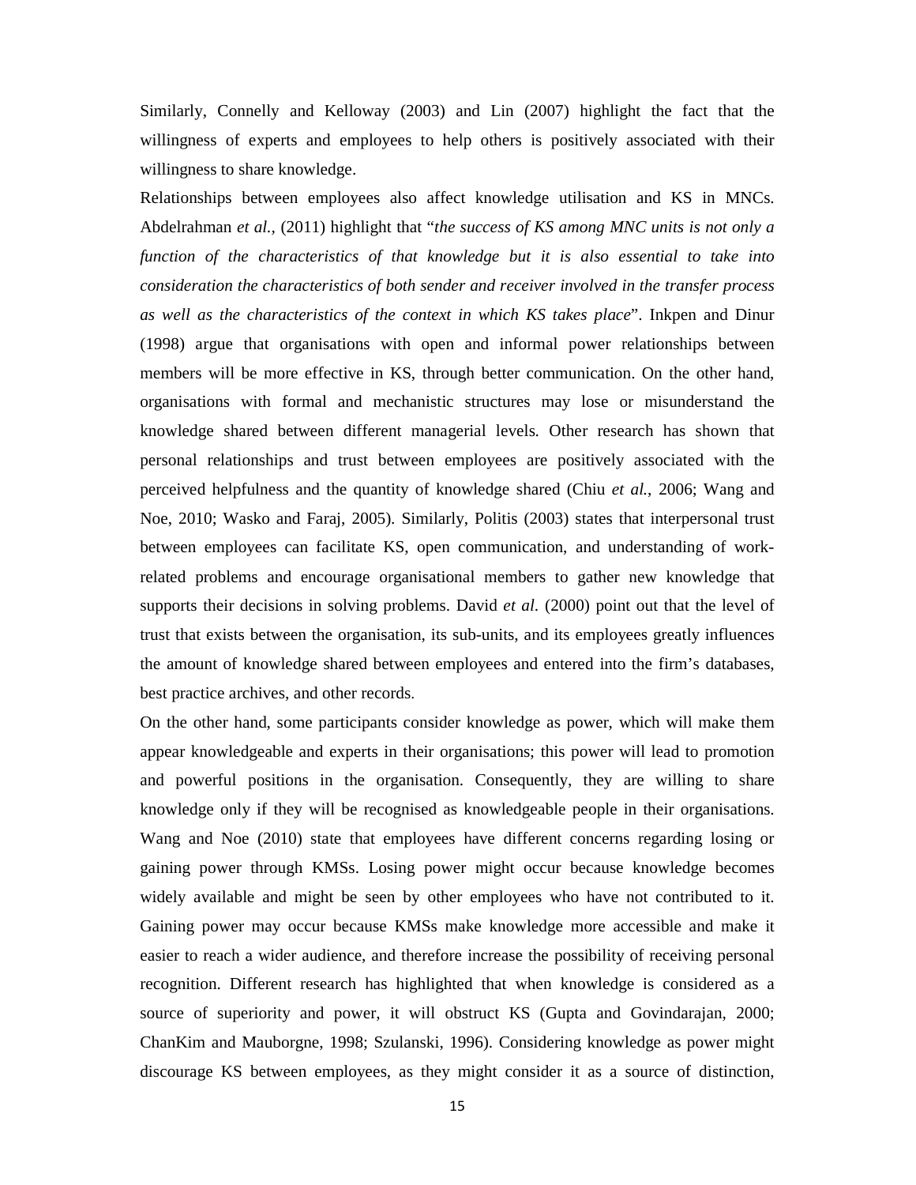Similarly, Connelly and Kelloway (2003) and Lin (2007) highlight the fact that the willingness of experts and employees to help others is positively associated with their willingness to share knowledge.

Relationships between employees also affect knowledge utilisation and KS in MNCs. Abdelrahman *et al.,* (2011) highlight that "*the success of KS among MNC units is not only a function of the characteristics of that knowledge but it is also essential to take into consideration the characteristics of both sender and receiver involved in the transfer process as well as the characteristics of the context in which KS takes place*". Inkpen and Dinur (1998) argue that organisations with open and informal power relationships between members will be more effective in KS, through better communication. On the other hand, organisations with formal and mechanistic structures may lose or misunderstand the knowledge shared between different managerial levels. Other research has shown that personal relationships and trust between employees are positively associated with the perceived helpfulness and the quantity of knowledge shared (Chiu *et al.*, 2006; Wang and Noe, 2010; Wasko and Faraj, 2005). Similarly, Politis (2003) states that interpersonal trust between employees can facilitate KS, open communication, and understanding of work-related problems and encourage organisational members to gather new knowledge that supports their decisions in solving problems. David *et al*. (2000) point out that the level of trust that exists between the organisation, its sub-units, and its employees greatly influences the amount of knowledge shared between employees and entered into the firm's databases, best practice archives, and other records.

On the other hand, some participants consider knowledge as power, which will make them appear knowledgeable and experts in their organisations; this power will lead to promotion and powerful positions in the organisation. Consequently, they are willing to share knowledge only if they will be recognised as knowledgeable people in their organisations. Wang and Noe (2010) state that employees have different concerns regarding losing or gaining power through KMSs. Losing power might occur because knowledge becomes widely available and might be seen by other employees who have not contributed to it. Gaining power may occur because KMSs make knowledge more accessible and make it easier to reach a wider audience, and therefore increase the possibility of receiving personal recognition. Different research has highlighted that when knowledge is considered as a source of superiority and power, it will obstruct KS (Gupta and Govindarajan, 2000; ChanKim and Mauborgne, 1998; Szulanski, 1996). Considering knowledge as power might discourage KS between employees, as they might consider it as a source of distinction,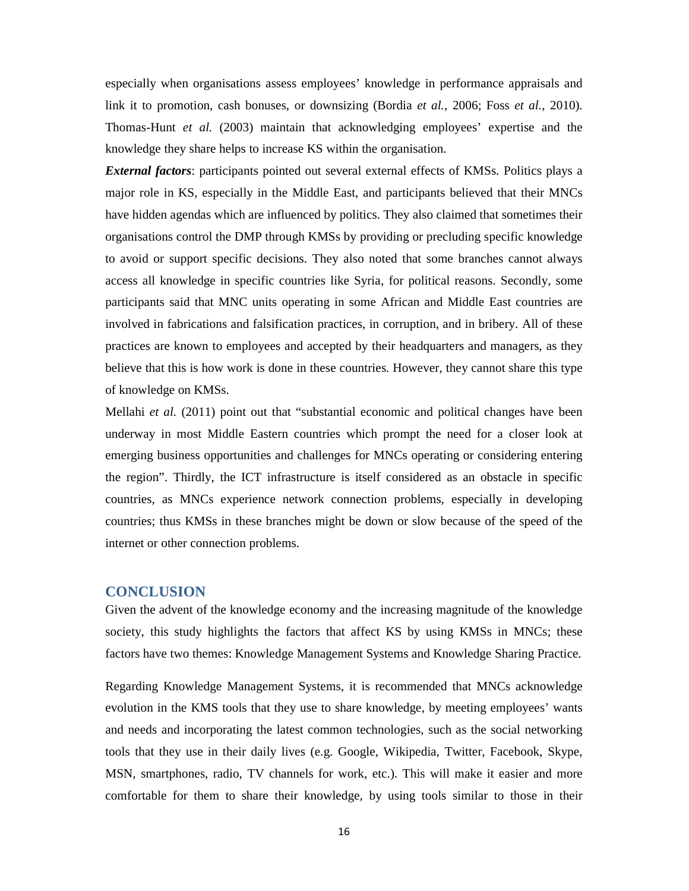especially when organisations assess employees' knowledge in performance appraisals and link it to promotion, cash bonuses, or downsizing (Bordia *et al.*, 2006; Foss *et al.*, 2010). Thomas-Hunt *et al.* (2003) maintain that acknowledging employees' expertise and the knowledge they share helps to increase KS within the organisation.

***External factors***: participants pointed out several external effects of KMSs. Politics plays a major role in KS, especially in the Middle East, and participants believed that their MNCs have hidden agendas which are influenced by politics. They also claimed that sometimes their organisations control the DMP through KMSs by providing or precluding specific knowledge to avoid or support specific decisions. They also noted that some branches cannot always access all knowledge in specific countries like Syria, for political reasons. Secondly, some participants said that MNC units operating in some African and Middle East countries are involved in fabrications and falsification practices, in corruption, and in bribery. All of these practices are known to employees and accepted by their headquarters and managers, as they believe that this is how work is done in these countries. However, they cannot share this type of knowledge on KMSs.

Mellahi *et al.* (2011) point out that "substantial economic and political changes have been underway in most Middle Eastern countries which prompt the need for a closer look at emerging business opportunities and challenges for MNCs operating or considering entering the region". Thirdly, the ICT infrastructure is itself considered as an obstacle in specific countries, as MNCs experience network connection problems, especially in developing countries; thus KMSs in these branches might be down or slow because of the speed of the internet or other connection problems.

## CONCLUSION

Given the advent of the knowledge economy and the increasing magnitude of the knowledge society, this study highlights the factors that affect KS by using KMSs in MNCs; these factors have two themes: Knowledge Management Systems and Knowledge Sharing Practice.

Regarding Knowledge Management Systems, it is recommended that MNCs acknowledge evolution in the KMS tools that they use to share knowledge, by meeting employees' wants and needs and incorporating the latest common technologies, such as the social networking tools that they use in their daily lives (e.g. Google, Wikipedia, Twitter, Facebook, Skype, MSN, smartphones, radio, TV channels for work, etc.). This will make it easier and more comfortable for them to share their knowledge, by using tools similar to those in their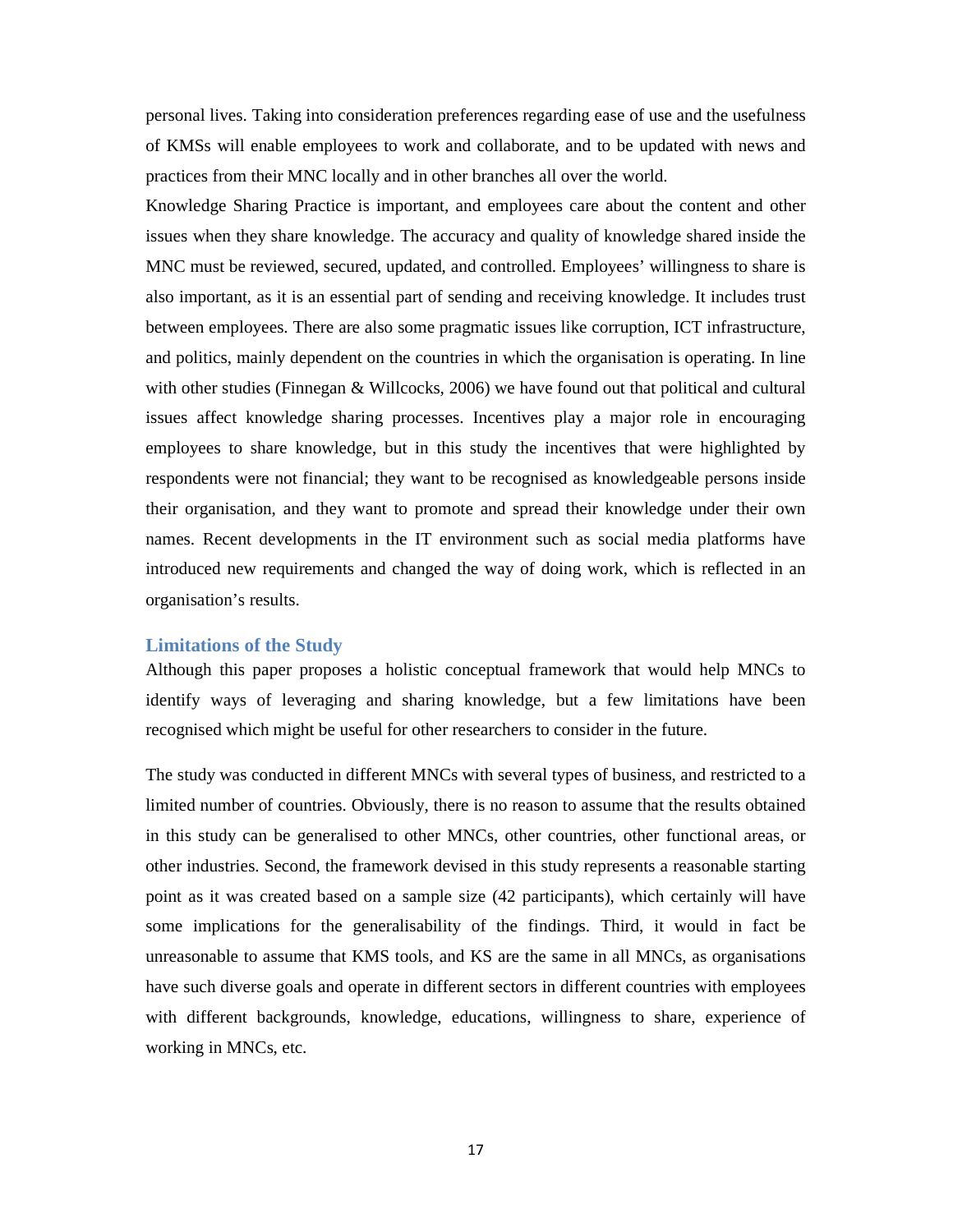personal lives. Taking into consideration preferences regarding ease of use and the usefulness of KMSs will enable employees to work and collaborate, and to be updated with news and practices from their MNC locally and in other branches all over the world.

Knowledge Sharing Practice is important, and employees care about the content and other issues when they share knowledge. The accuracy and quality of knowledge shared inside the MNC must be reviewed, secured, updated, and controlled. Employees' willingness to share is also important, as it is an essential part of sending and receiving knowledge. It includes trust between employees. There are also some pragmatic issues like corruption, ICT infrastructure, and politics, mainly dependent on the countries in which the organisation is operating. In line with other studies (Finnegan & Willcocks, 2006) we have found out that political and cultural issues affect knowledge sharing processes. Incentives play a major role in encouraging employees to share knowledge, but in this study the incentives that were highlighted by respondents were not financial; they want to be recognised as knowledgeable persons inside their organisation, and they want to promote and spread their knowledge under their own names. Recent developments in the IT environment such as social media platforms have introduced new requirements and changed the way of doing work, which is reflected in an organisation's results.

## Limitations of the Study

Although this paper proposes a holistic conceptual framework that would help MNCs to identify ways of leveraging and sharing knowledge, but a few limitations have been recognised which might be useful for other researchers to consider in the future.

The study was conducted in different MNCs with several types of business, and restricted to a limited number of countries. Obviously, there is no reason to assume that the results obtained in this study can be generalised to other MNCs, other countries, other functional areas, or other industries. Second, the framework devised in this study represents a reasonable starting point as it was created based on a sample size (42 participants), which certainly will have some implications for the generalisability of the findings. Third, it would in fact be unreasonable to assume that KMS tools, and KS are the same in all MNCs, as organisations have such diverse goals and operate in different sectors in different countries with employees with different backgrounds, knowledge, educations, willingness to share, experience of working in MNCs, etc.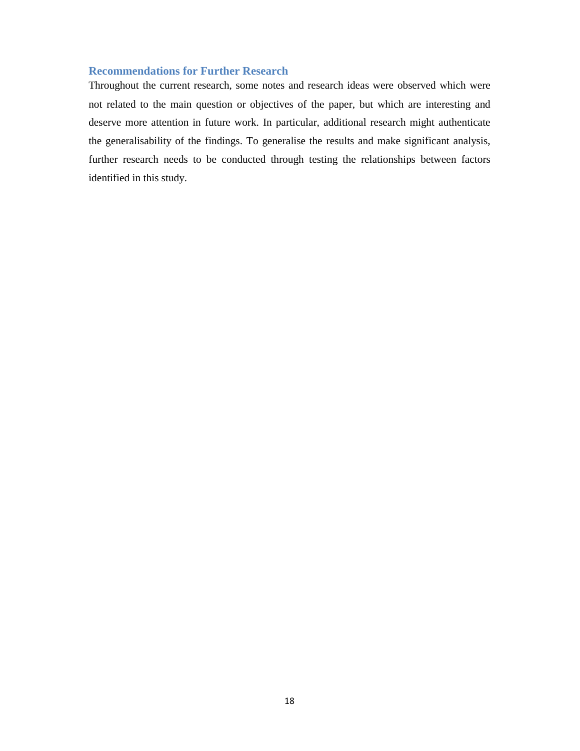## Recommendations for Further Research

Throughout the current research, some notes and research ideas were observed which were not related to the main question or objectives of the paper, but which are interesting and deserve more attention in future work. In particular, additional research might authenticate the generalisability of the findings. To generalise the results and make significant analysis, further research needs to be conducted through testing the relationships between factors identified in this study.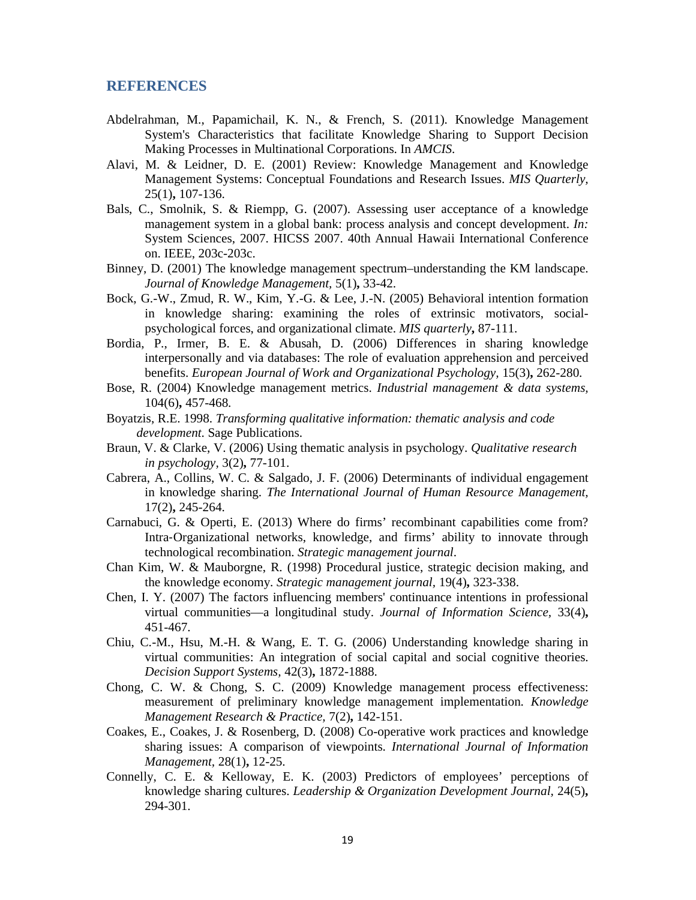## REFERENCES

Abdelrahman, M., Papamichail, K. N., & French, S. (2011). Knowledge Management System's Characteristics that facilitate Knowledge Sharing to Support Decision Making Processes in Multinational Corporations. In *AMCIS*.

Alavi, M. & Leidner, D. E. (2001) Review: Knowledge Management and Knowledge Management Systems: Conceptual Foundations and Research Issues. *MIS Quarterly,* 25(1)**,** 107-136.

Bals, C., Smolnik, S. & Riempp, G. (2007). Assessing user acceptance of a knowledge management system in a global bank: process analysis and concept development. *In:* System Sciences, 2007. HICSS 2007. 40th Annual Hawaii International Conference on. IEEE, 203c-203c.

Binney, D. (2001) The knowledge management spectrum–understanding the KM landscape. *Journal of Knowledge Management,* 5(1)**,** 33-42.

Bock, G.-W., Zmud, R. W., Kim, Y.-G. & Lee, J.-N. (2005) Behavioral intention formation in knowledge sharing: examining the roles of extrinsic motivators, social-psychological forces, and organizational climate. *MIS quarterly***,** 87-111.

Bordia, P., Irmer, B. E. & Abusah, D. (2006) Differences in sharing knowledge interpersonally and via databases: The role of evaluation apprehension and perceived benefits. *European Journal of Work and Organizational Psychology,* 15(3)**,** 262-280.

Bose, R. (2004) Knowledge management metrics. *Industrial management & data systems,* 104(6)**,** 457-468.

Boyatzis, R.E. 1998. *Transforming qualitative information: thematic analysis and code development.* Sage Publications.

Braun, V. & Clarke, V. (2006) Using thematic analysis in psychology. *Qualitative research in psychology,* 3(2)**,** 77-101.

Cabrera, A., Collins, W. C. & Salgado, J. F. (2006) Determinants of individual engagement in knowledge sharing. *The International Journal of Human Resource Management,* 17(2)**,** 245-264.

Carnabuci, G. & Operti, E. (2013) Where do firms' recombinant capabilities come from? Intra‐Organizational networks, knowledge, and firms' ability to innovate through technological recombination. *Strategic management journal*.

Chan Kim, W. & Mauborgne, R. (1998) Procedural justice, strategic decision making, and the knowledge economy. *Strategic management journal,* 19(4)**,** 323-338.

Chen, I. Y. (2007) The factors influencing members' continuance intentions in professional virtual communities—a longitudinal study. *Journal of Information Science,* 33(4)**,** 451-467.

Chiu, C.-M., Hsu, M.-H. & Wang, E. T. G. (2006) Understanding knowledge sharing in virtual communities: An integration of social capital and social cognitive theories. *Decision Support Systems,* 42(3)**,** 1872-1888.

Chong, C. W. & Chong, S. C. (2009) Knowledge management process effectiveness: measurement of preliminary knowledge management implementation. *Knowledge Management Research & Practice,* 7(2)**,** 142-151.

Coakes, E., Coakes, J. & Rosenberg, D. (2008) Co-operative work practices and knowledge sharing issues: A comparison of viewpoints. *International Journal of Information Management,* 28(1)**,** 12-25.

Connelly, C. E. & Kelloway, E. K. (2003) Predictors of employees' perceptions of knowledge sharing cultures. *Leadership & Organization Development Journal,* 24(5)**,** 294-301.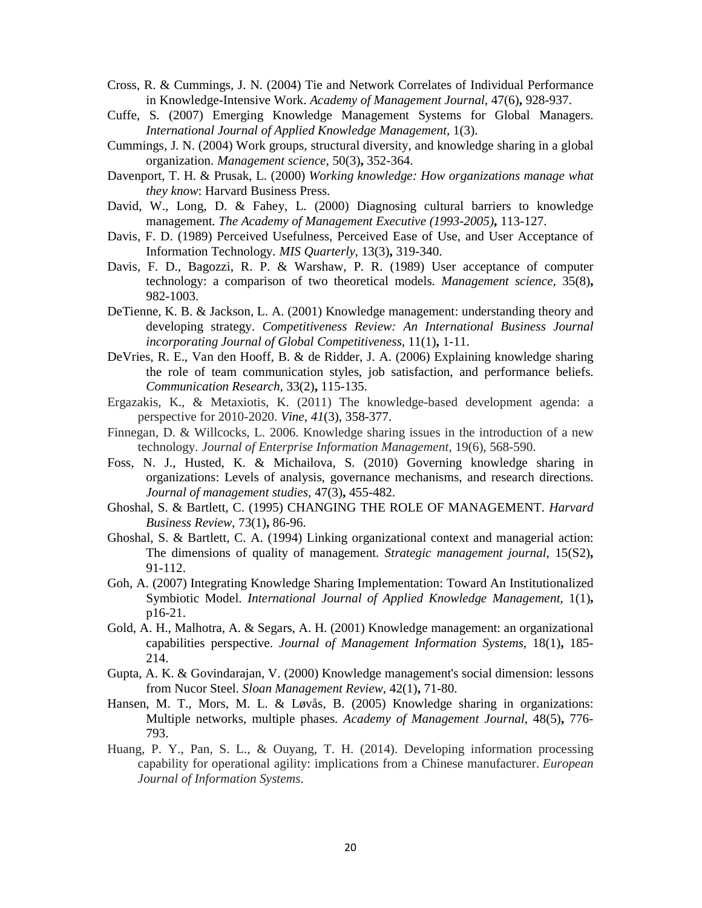Cross, R. & Cummings, J. N. (2004) Tie and Network Correlates of Individual Performance in Knowledge-Intensive Work. *Academy of Management Journal*, 47(6)**,** 928-937.

Cuffe, S. (2007) Emerging Knowledge Management Systems for Global Managers. *International Journal of Applied Knowledge Management*, 1(3).

Cummings, J. N. (2004) Work groups, structural diversity, and knowledge sharing in a global organization. *Management science,* 50(3)**,** 352-364.

Davenport, T. H. & Prusak, L. (2000) *Working knowledge: How organizations manage what they know*: Harvard Business Press.

David, W., Long, D. & Fahey, L. (2000) Diagnosing cultural barriers to knowledge management. *The Academy of Management Executive (1993-2005)***,** 113-127.

Davis, F. D. (1989) Perceived Usefulness, Perceived Ease of Use, and User Acceptance of Information Technology. *MIS Quarterly,* 13(3)**,** 319-340.

Davis, F. D., Bagozzi, R. P. & Warshaw, P. R. (1989) User acceptance of computer technology: a comparison of two theoretical models. *Management science,* 35(8)**,** 982-1003.

DeTienne, K. B. & Jackson, L. A. (2001) Knowledge management: understanding theory and developing strategy. *Competitiveness Review: An International Business Journal incorporating Journal of Global Competitiveness,* 11(1)**,** 1-11.

DeVries, R. E., Van den Hooff, B. & de Ridder, J. A. (2006) Explaining knowledge sharing the role of team communication styles, job satisfaction, and performance beliefs. *Communication Research,* 33(2)**,** 115-135.

Ergazakis, K., & Metaxiotis, K. (2011) The knowledge-based development agenda: a perspective for 2010-2020. *Vine*, *41*(3), 358-377.

Finnegan, D. & Willcocks, L. 2006. Knowledge sharing issues in the introduction of a new technology. *Journal of Enterprise Information Management*, 19(6), 568-590.

Foss, N. J., Husted, K. & Michailova, S. (2010) Governing knowledge sharing in organizations: Levels of analysis, governance mechanisms, and research directions. *Journal of management studies,* 47(3)**,** 455-482.

Ghoshal, S. & Bartlett, C. (1995) CHANGING THE ROLE OF MANAGEMENT. *Harvard Business Review,* 73(1)**,** 86-96.

Ghoshal, S. & Bartlett, C. A. (1994) Linking organizational context and managerial action: The dimensions of quality of management. *Strategic management journal,* 15(S2)**,** 91-112.

Goh, A. (2007) Integrating Knowledge Sharing Implementation: Toward An Institutionalized Symbiotic Model. *International Journal of Applied Knowledge Management,* 1(1)**,** p16-21.

Gold, A. H., Malhotra, A. & Segars, A. H. (2001) Knowledge management: an organizational capabilities perspective. *Journal of Management Information Systems,* 18(1)**,** 185-214.

Gupta, A. K. & Govindarajan, V. (2000) Knowledge management's social dimension: lessons from Nucor Steel. *Sloan Management Review,* 42(1)**,** 71-80.

Hansen, M. T., Mors, M. L. & Løvås, B. (2005) Knowledge sharing in organizations: Multiple networks, multiple phases. *Academy of Management Journal,* 48(5)**,** 776-793.

Huang, P. Y., Pan, S. L., & Ouyang, T. H. (2014). Developing information processing capability for operational agility: implications from a Chinese manufacturer. *European Journal of Information Systems*.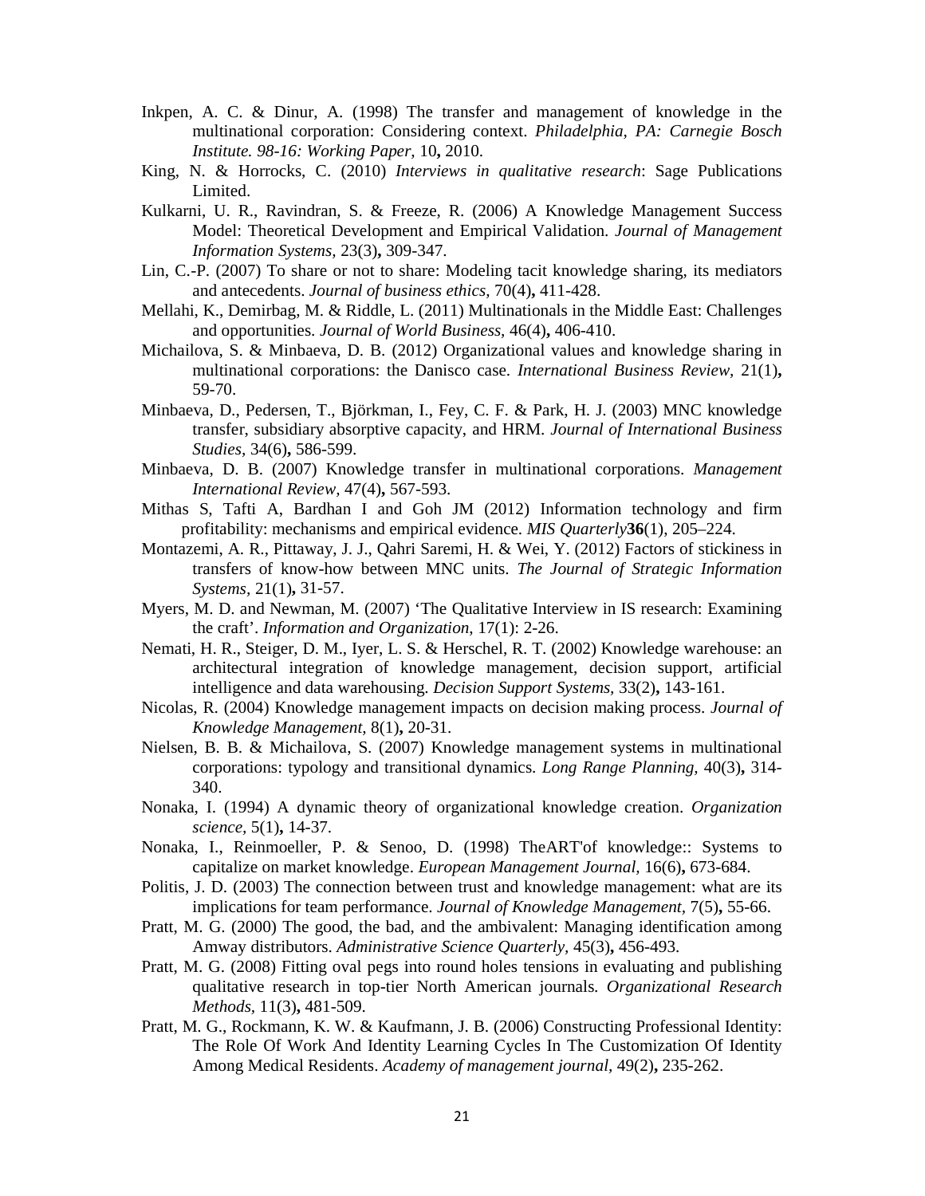Inkpen, A. C. & Dinur, A. (1998) The transfer and management of knowledge in the multinational corporation: Considering context. *Philadelphia, PA: Carnegie Bosch Institute. 98-16: Working Paper,* 10**,** 2010.

King, N. & Horrocks, C. (2010) *Interviews in qualitative research*: Sage Publications Limited.

Kulkarni, U. R., Ravindran, S. & Freeze, R. (2006) A Knowledge Management Success Model: Theoretical Development and Empirical Validation. *Journal of Management Information Systems*, 23(3)**,** 309-347.

Lin, C.-P. (2007) To share or not to share: Modeling tacit knowledge sharing, its mediators and antecedents. *Journal of business ethics,* 70(4)**,** 411-428.

Mellahi, K., Demirbag, M. & Riddle, L. (2011) Multinationals in the Middle East: Challenges and opportunities. *Journal of World Business,* 46(4)**,** 406-410.

Michailova, S. & Minbaeva, D. B. (2012) Organizational values and knowledge sharing in multinational corporations: the Danisco case. *International Business Review,* 21(1)**,** 59-70.

Minbaeva, D., Pedersen, T., Björkman, I., Fey, C. F. & Park, H. J. (2003) MNC knowledge transfer, subsidiary absorptive capacity, and HRM. *Journal of International Business Studies,* 34(6)**,** 586-599.

Minbaeva, D. B. (2007) Knowledge transfer in multinational corporations. *Management International Review,* 47(4)**,** 567-593.

Mithas S, Tafti A, Bardhan I and Goh JM (2012) Information technology and firm profitability: mechanisms and empirical evidence. *MIS Quarterly***36**(1), 205–224.

Montazemi, A. R., Pittaway, J. J., Qahri Saremi, H. & Wei, Y. (2012) Factors of stickiness in transfers of know-how between MNC units. *The Journal of Strategic Information Systems,* 21(1)**,** 31-57.

Myers, M. D. and Newman, M. (2007) 'The Qualitative Interview in IS research: Examining the craft'. *Information and Organization*, 17(1): 2-26.

Nemati, H. R., Steiger, D. M., Iyer, L. S. & Herschel, R. T. (2002) Knowledge warehouse: an architectural integration of knowledge management, decision support, artificial intelligence and data warehousing. *Decision Support Systems*, 33(2)**,** 143-161.

Nicolas, R. (2004) Knowledge management impacts on decision making process. *Journal of Knowledge Management,* 8(1)**,** 20-31.

Nielsen, B. B. & Michailova, S. (2007) Knowledge management systems in multinational corporations: typology and transitional dynamics. *Long Range Planning,* 40(3)**,** 314-340.

Nonaka, I. (1994) A dynamic theory of organizational knowledge creation. *Organization science,* 5(1)**,** 14-37.

Nonaka, I., Reinmoeller, P. & Senoo, D. (1998) TheART'of knowledge:: Systems to capitalize on market knowledge. *European Management Journal,* 16(6)**,** 673-684.

Politis, J. D. (2003) The connection between trust and knowledge management: what are its implications for team performance. *Journal of Knowledge Management*, 7(5)**,** 55-66.

Pratt, M. G. (2000) The good, the bad, and the ambivalent: Managing identification among Amway distributors. *Administrative Science Quarterly,* 45(3)**,** 456-493.

Pratt, M. G. (2008) Fitting oval pegs into round holes tensions in evaluating and publishing qualitative research in top-tier North American journals. *Organizational Research Methods*, 11(3)**,** 481-509.

Pratt, M. G., Rockmann, K. W. & Kaufmann, J. B. (2006) Constructing Professional Identity: The Role Of Work And Identity Learning Cycles In The Customization Of Identity Among Medical Residents. *Academy of management journal,* 49(2)**,** 235-262.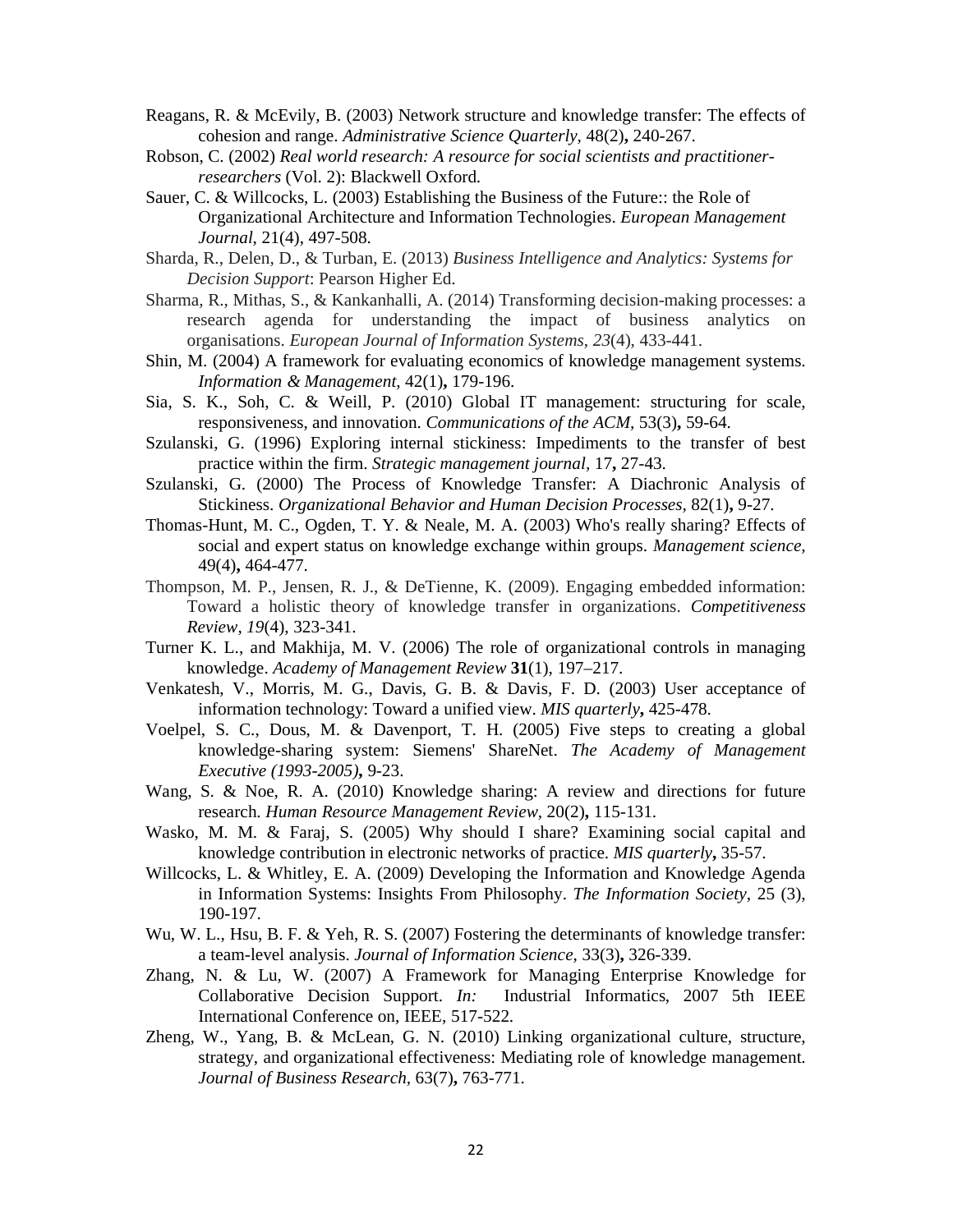Reagans, R. & McEvily, B. (2003) Network structure and knowledge transfer: The effects of cohesion and range. *Administrative Science Quarterly,* 48(2)**,** 240-267.

Robson, C. (2002) *Real world research: A resource for social scientists and practitioner-researchers* (Vol. 2): Blackwell Oxford.

Sauer, C. & Willcocks, L. (2003) Establishing the Business of the Future:: the Role of Organizational Architecture and Information Technologies. *European Management Journal*, 21(4), 497-508.

Sharda, R., Delen, D., & Turban, E. (2013) *Business Intelligence and Analytics: Systems for Decision Support*: Pearson Higher Ed.

Sharma, R., Mithas, S., & Kankanhalli, A. (2014) Transforming decision-making processes: a research agenda for understanding the impact of business analytics on organisations. *European Journal of Information Systems*, *23*(4), 433-441.

Shin, M. (2004) A framework for evaluating economics of knowledge management systems. *Information & Management,* 42(1)**,** 179-196.

Sia, S. K., Soh, C. & Weill, P. (2010) Global IT management: structuring for scale, responsiveness, and innovation. *Communications of the ACM,* 53(3)**,** 59-64.

Szulanski, G. (1996) Exploring internal stickiness: Impediments to the transfer of best practice within the firm. *Strategic management journal*, 17**,** 27-43.

Szulanski, G. (2000) The Process of Knowledge Transfer: A Diachronic Analysis of Stickiness. *Organizational Behavior and Human Decision Processes,* 82(1)**,** 9-27.

Thomas-Hunt, M. C., Ogden, T. Y. & Neale, M. A. (2003) Who's really sharing? Effects of social and expert status on knowledge exchange within groups. *Management science,* 49(4)**,** 464-477.

Thompson, M. P., Jensen, R. J., & DeTienne, K. (2009). Engaging embedded information: Toward a holistic theory of knowledge transfer in organizations. *Competitiveness Review*, *19*(4), 323-341.

Turner K. L., and Makhija, M. V. (2006) The role of organizational controls in managing knowledge. *Academy of Management Review* **31**(1), 197–217.

Venkatesh, V., Morris, M. G., Davis, G. B. & Davis, F. D. (2003) User acceptance of information technology: Toward a unified view. *MIS quarterly***,** 425-478.

Voelpel, S. C., Dous, M. & Davenport, T. H. (2005) Five steps to creating a global knowledge-sharing system: Siemens' ShareNet. *The Academy of Management Executive (1993-2005)***,** 9-23.

Wang, S. & Noe, R. A. (2010) Knowledge sharing: A review and directions for future research. *Human Resource Management Review,* 20(2)**,** 115-131.

Wasko, M. M. & Faraj, S. (2005) Why should I share? Examining social capital and knowledge contribution in electronic networks of practice. *MIS quarterly***,** 35-57.

Willcocks, L. & Whitley, E. A. (2009) Developing the Information and Knowledge Agenda in Information Systems: Insights From Philosophy. *The Information Society*, 25 (3), 190-197.

Wu, W. L., Hsu, B. F. & Yeh, R. S. (2007) Fostering the determinants of knowledge transfer: a team-level analysis. *Journal of Information Science,* 33(3)**,** 326-339.

Zhang, N. & Lu, W. (2007) A Framework for Managing Enterprise Knowledge for Collaborative Decision Support. *In:* Industrial Informatics, 2007 5th IEEE International Conference on, IEEE, 517-522.

Zheng, W., Yang, B. & McLean, G. N. (2010) Linking organizational culture, structure, strategy, and organizational effectiveness: Mediating role of knowledge management. *Journal of Business Research,* 63(7)**,** 763-771.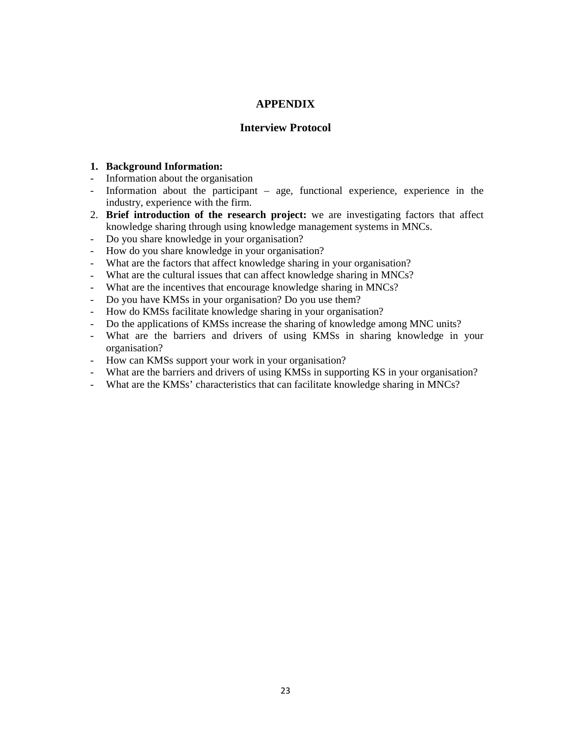# APPENDIX

## Interview Protocol

1. **Background Information:**
- Information about the organisation
- Information about the participant – age, functional experience, experience in the industry, experience with the firm.

2. **Brief introduction of the research project:** we are investigating factors that affect knowledge sharing through using knowledge management systems in MNCs.
- Do you share knowledge in your organisation?
- How do you share knowledge in your organisation?
- What are the factors that affect knowledge sharing in your organisation?
- What are the cultural issues that can affect knowledge sharing in MNCs?
- What are the incentives that encourage knowledge sharing in MNCs?
- Do you have KMSs in your organisation? Do you use them?
- How do KMSs facilitate knowledge sharing in your organisation?
- Do the applications of KMSs increase the sharing of knowledge among MNC units?
- What are the barriers and drivers of using KMSs in sharing knowledge in your organisation?
- How can KMSs support your work in your organisation?
- What are the barriers and drivers of using KMSs in supporting KS in your organisation?
- What are the KMSs' characteristics that can facilitate knowledge sharing in MNCs?